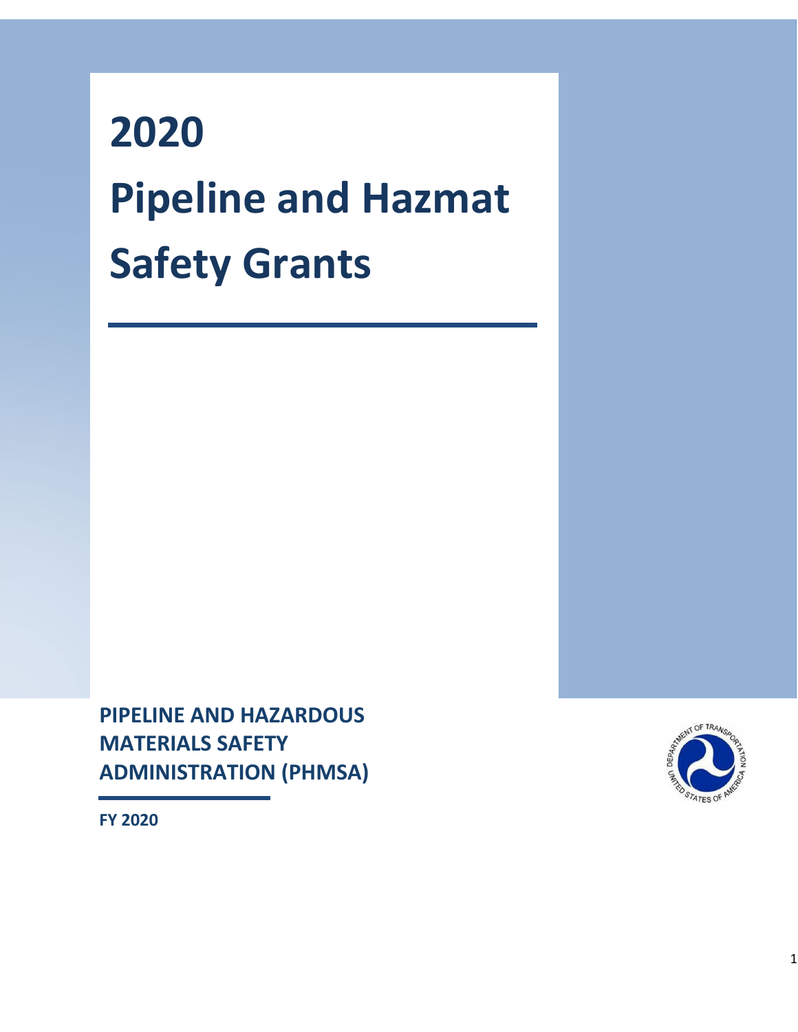# 2020

# Pipeline and Hazmat Safety Grants

**PIPELINE AND HAZARDOUS MATERIALS SAFETY ADMINISTRATION (PHMSA)**

**FY 2020**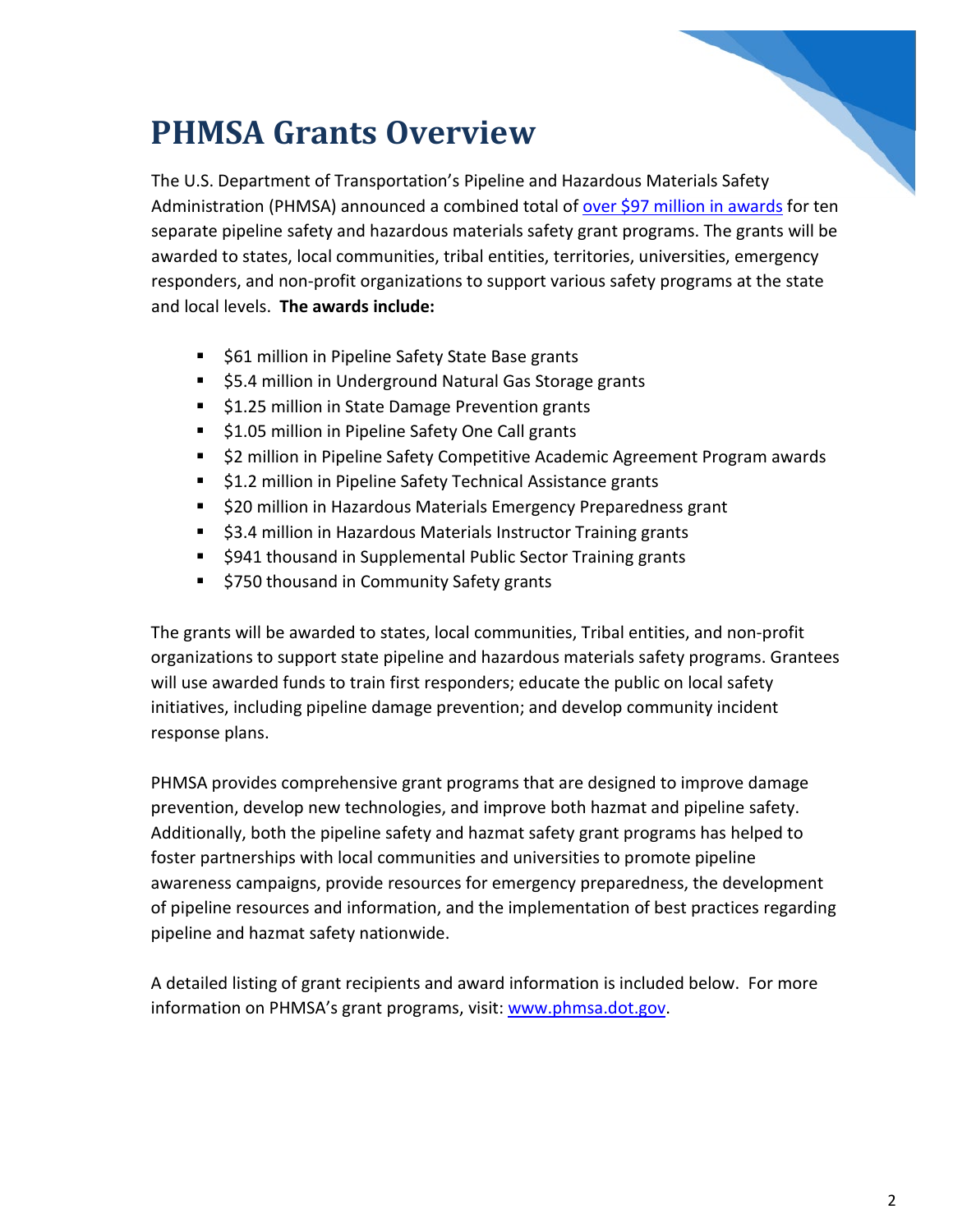# PHMSA Grants Overview

The U.S. Department of Transportation's Pipeline and Hazardous Materials Safety Administration (PHMSA) announced a combined total of [over $97 million in awards](#) for ten separate pipeline safety and hazardous materials safety grant programs. The grants will be awarded to states, local communities, tribal entities, territories, universities, emergency responders, and non-profit organizations to support various safety programs at the state and local levels. **The awards include:**

- $61 million in Pipeline Safety State Base grants
- $5.4 million in Underground Natural Gas Storage grants
- $1.25 million in State Damage Prevention grants
- $1.05 million in Pipeline Safety One Call grants
- $2 million in Pipeline Safety Competitive Academic Agreement Program awards
- $1.2 million in Pipeline Safety Technical Assistance grants
- $20 million in Hazardous Materials Emergency Preparedness grant
- $3.4 million in Hazardous Materials Instructor Training grants
- $941 thousand in Supplemental Public Sector Training grants
- $750 thousand in Community Safety grants

The grants will be awarded to states, local communities, Tribal entities, and non-profit organizations to support state pipeline and hazardous materials safety programs. Grantees will use awarded funds to train first responders; educate the public on local safety initiatives, including pipeline damage prevention; and develop community incident response plans.

PHMSA provides comprehensive grant programs that are designed to improve damage prevention, develop new technologies, and improve both hazmat and pipeline safety. Additionally, both the pipeline safety and hazmat safety grant programs has helped to foster partnerships with local communities and universities to promote pipeline awareness campaigns, provide resources for emergency preparedness, the development of pipeline resources and information, and the implementation of best practices regarding pipeline and hazmat safety nationwide.

A detailed listing of grant recipients and award information is included below. For more information on PHMSA's grant programs, visit: [www.phmsa.dot.gov](http://www.phmsa.dot.gov).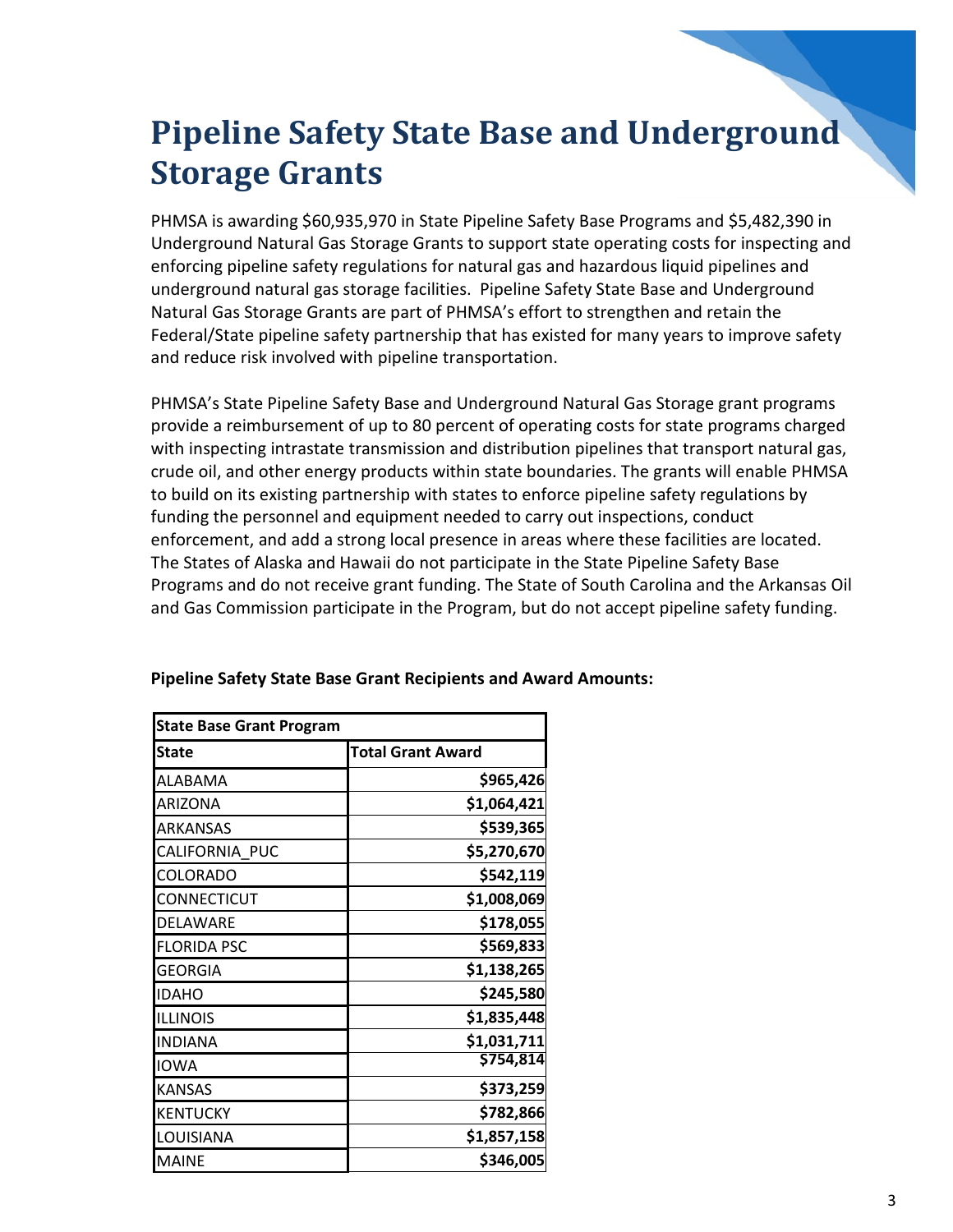# Pipeline Safety State Base and Underground Storage Grants

PHMSA is awarding $60,935,970 in State Pipeline Safety Base Programs and $5,482,390 in Underground Natural Gas Storage Grants to support state operating costs for inspecting and enforcing pipeline safety regulations for natural gas and hazardous liquid pipelines and underground natural gas storage facilities. Pipeline Safety State Base and Underground Natural Gas Storage Grants are part of PHMSA's effort to strengthen and retain the Federal/State pipeline safety partnership that has existed for many years to improve safety and reduce risk involved with pipeline transportation.

PHMSA's State Pipeline Safety Base and Underground Natural Gas Storage grant programs provide a reimbursement of up to 80 percent of operating costs for state programs charged with inspecting intrastate transmission and distribution pipelines that transport natural gas, crude oil, and other energy products within state boundaries. The grants will enable PHMSA to build on its existing partnership with states to enforce pipeline safety regulations by funding the personnel and equipment needed to carry out inspections, conduct enforcement, and add a strong local presence in areas where these facilities are located. The States of Alaska and Hawaii do not participate in the State Pipeline Safety Base Programs and do not receive grant funding. The State of South Carolina and the Arkansas Oil and Gas Commission participate in the Program, but do not accept pipeline safety funding.

**Pipeline Safety State Base Grant Recipients and Award Amounts:**

| State Base Grant Program | |
|---|---|
| **State** | **Total Grant Award** |
| ALABAMA | $965,426 |
| ARIZONA | $1,064,421 |
| ARKANSAS | $539,365 |
| CALIFORNIA_PUC | $5,270,670 |
| COLORADO | $542,119 |
| CONNECTICUT | $1,008,069 |
| DELAWARE | $178,055 |
| FLORIDA PSC | $569,833 |
| GEORGIA | $1,138,265 |
| IDAHO | $245,580 |
| ILLINOIS | $1,835,448 |
| INDIANA | $1,031,711 |
| IOWA | $754,814 |
| KANSAS | $373,259 |
| KENTUCKY | $782,866 |
| LOUISIANA | $1,857,158 |
| MAINE | $346,005 |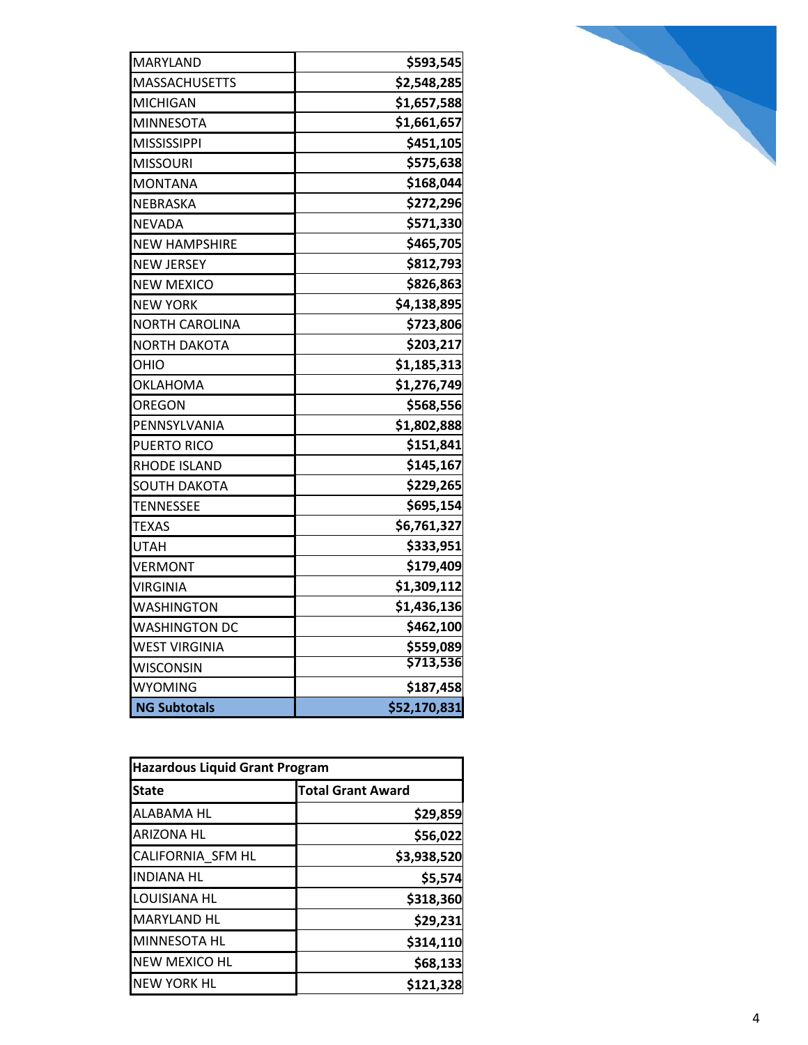| | |
|---|---|
| MARYLAND | $593,545 |
| MASSACHUSETTS | $2,548,285 |
| MICHIGAN | $1,657,588 |
| MINNESOTA | $1,661,657 |
| MISSISSIPPI | $451,105 |
| MISSOURI | $575,638 |
| MONTANA | $168,044 |
| NEBRASKA | $272,296 |
| NEVADA | $571,330 |
| NEW HAMPSHIRE | $465,705 |
| NEW JERSEY | $812,793 |
| NEW MEXICO | $826,863 |
| NEW YORK | $4,138,895 |
| NORTH CAROLINA | $723,806 |
| NORTH DAKOTA | $203,217 |
| OHIO | $1,185,313 |
| OKLAHOMA | $1,276,749 |
| OREGON | $568,556 |
| PENNSYLVANIA | $1,802,888 |
| PUERTO RICO | $151,841 |
| RHODE ISLAND | $145,167 |
| SOUTH DAKOTA | $229,265 |
| TENNESSEE | $695,154 |
| TEXAS | $6,761,327 |
| UTAH | $333,951 |
| VERMONT | $179,409 |
| VIRGINIA | $1,309,112 |
| WASHINGTON | $1,436,136 |
| WASHINGTON DC | $462,100 |
| WEST VIRGINIA | $559,089 |
| WISCONSIN | $713,536 |
| WYOMING | $187,458 |
| **NG Subtotals** | **$52,170,831** |

| Hazardous Liquid Grant Program | |
|---|---|
| **State** | **Total Grant Award** |
| ALABAMA HL | $29,859 |
| ARIZONA HL | $56,022 |
| CALIFORNIA_SFM HL | $3,938,520 |
| INDIANA HL | $5,574 |
| LOUISIANA HL | $318,360 |
| MARYLAND HL | $29,231 |
| MINNESOTA HL | $314,110 |
| NEW MEXICO HL | $68,133 |
| NEW YORK HL | $121,328 |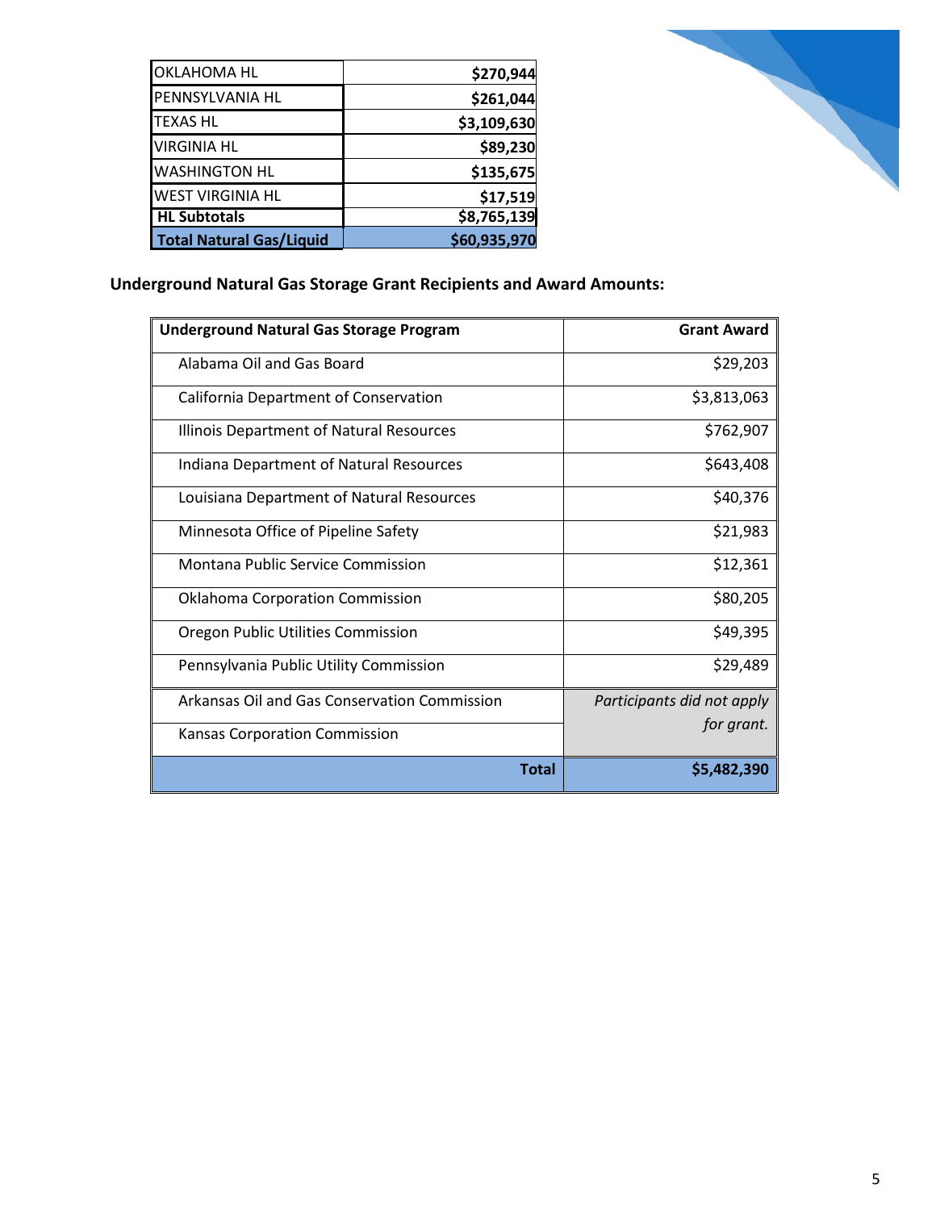| OKLAHOMA HL | $270,944 |
|---|---|
| PENNSYLVANIA HL | $261,044 |
| TEXAS HL | $3,109,630 |
| VIRGINIA HL | $89,230 |
| WASHINGTON HL | $135,675 |
| WEST VIRGINIA HL | $17,519 |
| **HL Subtotals** | **$8,765,139** |
| **Total Natural Gas/Liquid** | **$60,935,970** |

**Underground Natural Gas Storage Grant Recipients and Award Amounts:**

| Underground Natural Gas Storage Program | Grant Award |
|---|---|
| Alabama Oil and Gas Board | $29,203 |
| California Department of Conservation | $3,813,063 |
| Illinois Department of Natural Resources | $762,907 |
| Indiana Department of Natural Resources | $643,408 |
| Louisiana Department of Natural Resources | $40,376 |
| Minnesota Office of Pipeline Safety | $21,983 |
| Montana Public Service Commission | $12,361 |
| Oklahoma Corporation Commission | $80,205 |
| Oregon Public Utilities Commission | $49,395 |
| Pennsylvania Public Utility Commission | $29,489 |
| Arkansas Oil and Gas Conservation Commission | *Participants did not apply for grant.* |
| Kansas Corporation Commission | |
| **Total** | **$5,482,390** |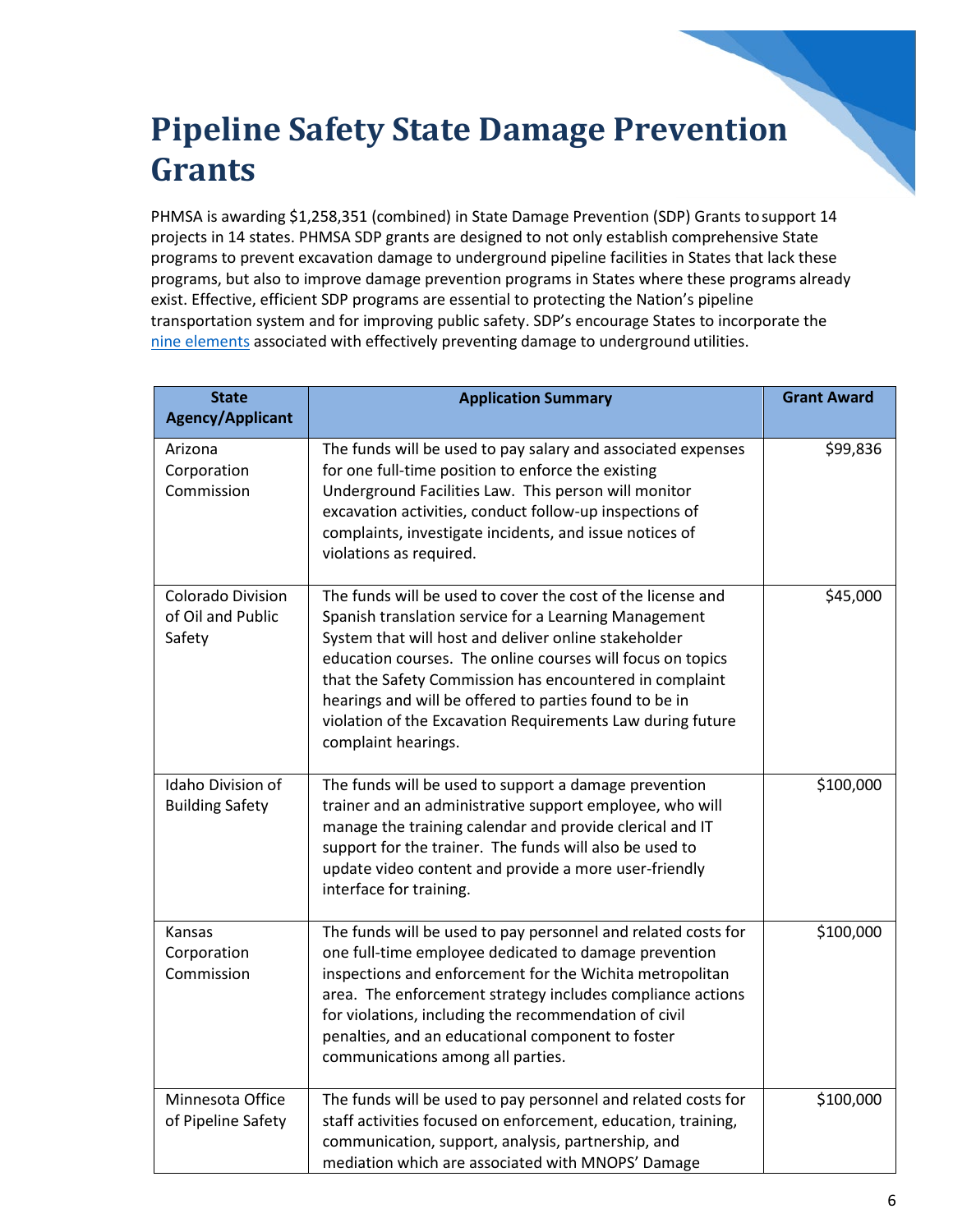# Pipeline Safety State Damage Prevention Grants

PHMSA is awarding $1,258,351 (combined) in State Damage Prevention (SDP) Grants to support 14 projects in 14 states. PHMSA SDP grants are designed to not only establish comprehensive State programs to prevent excavation damage to underground pipeline facilities in States that lack these programs, but also to improve damage prevention programs in States where these programs already exist. Effective, efficient SDP programs are essential to protecting the Nation's pipeline transportation system and for improving public safety. SDP's encourage States to incorporate the nine elements associated with effectively preventing damage to underground utilities.

| State Agency/Applicant | Application Summary | Grant Award |
|---|---|---|
| Arizona Corporation Commission | The funds will be used to pay salary and associated expenses for one full-time position to enforce the existing Underground Facilities Law. This person will monitor excavation activities, conduct follow-up inspections of complaints, investigate incidents, and issue notices of violations as required. | $99,836 |
| Colorado Division of Oil and Public Safety | The funds will be used to cover the cost of the license and Spanish translation service for a Learning Management System that will host and deliver online stakeholder education courses. The online courses will focus on topics that the Safety Commission has encountered in complaint hearings and will be offered to parties found to be in violation of the Excavation Requirements Law during future complaint hearings. | $45,000 |
| Idaho Division of Building Safety | The funds will be used to support a damage prevention trainer and an administrative support employee, who will manage the training calendar and provide clerical and IT support for the trainer. The funds will also be used to update video content and provide a more user-friendly interface for training. | $100,000 |
| Kansas Corporation Commission | The funds will be used to pay personnel and related costs for one full-time employee dedicated to damage prevention inspections and enforcement for the Wichita metropolitan area. The enforcement strategy includes compliance actions for violations, including the recommendation of civil penalties, and an educational component to foster communications among all parties. | $100,000 |
| Minnesota Office of Pipeline Safety | The funds will be used to pay personnel and related costs for staff activities focused on enforcement, education, training, communication, support, analysis, partnership, and mediation which are associated with MNOPS' Damage | $100,000 |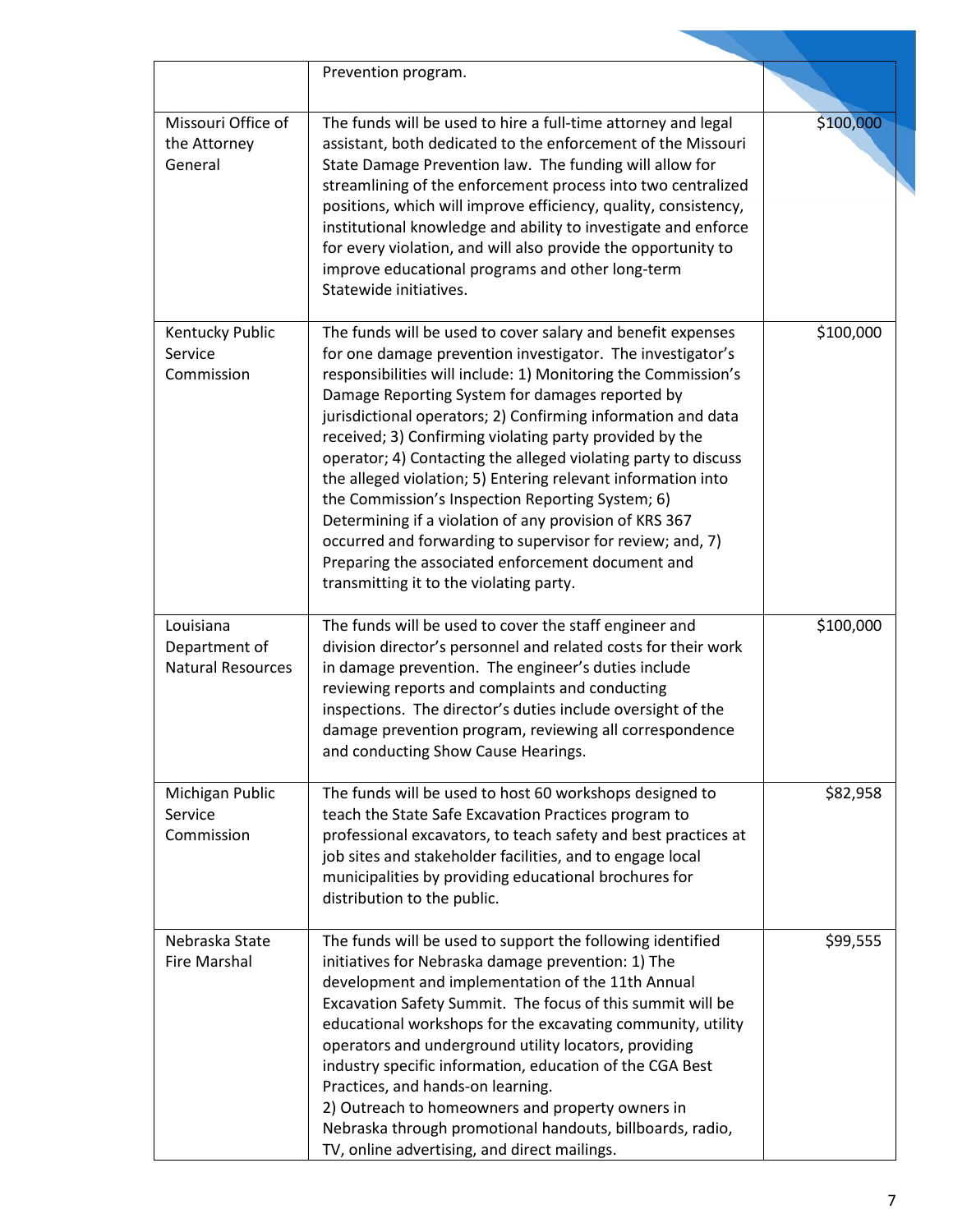| | | |
|---|---|---|
| | Prevention program. | |
| Missouri Office of the Attorney General | The funds will be used to hire a full-time attorney and legal assistant, both dedicated to the enforcement of the Missouri State Damage Prevention law. The funding will allow for streamlining of the enforcement process into two centralized positions, which will improve efficiency, quality, consistency, institutional knowledge and ability to investigate and enforce for every violation, and will also provide the opportunity to improve educational programs and other long-term Statewide initiatives. | $100,000 |
| Kentucky Public Service Commission | The funds will be used to cover salary and benefit expenses for one damage prevention investigator. The investigator's responsibilities will include: 1) Monitoring the Commission's Damage Reporting System for damages reported by jurisdictional operators; 2) Confirming information and data received; 3) Confirming violating party provided by the operator; 4) Contacting the alleged violating party to discuss the alleged violation; 5) Entering relevant information into the Commission's Inspection Reporting System; 6) Determining if a violation of any provision of KRS 367 occurred and forwarding to supervisor for review; and, 7) Preparing the associated enforcement document and transmitting it to the violating party. | $100,000 |
| Louisiana Department of Natural Resources | The funds will be used to cover the staff engineer and division director's personnel and related costs for their work in damage prevention. The engineer's duties include reviewing reports and complaints and conducting inspections. The director's duties include oversight of the damage prevention program, reviewing all correspondence and conducting Show Cause Hearings. | $100,000 |
| Michigan Public Service Commission | The funds will be used to host 60 workshops designed to teach the State Safe Excavation Practices program to professional excavators, to teach safety and best practices at job sites and stakeholder facilities, and to engage local municipalities by providing educational brochures for distribution to the public. | $82,958 |
| Nebraska State Fire Marshal | The funds will be used to support the following identified initiatives for Nebraska damage prevention: 1) The development and implementation of the 11th Annual Excavation Safety Summit. The focus of this summit will be educational workshops for the excavating community, utility operators and underground utility locators, providing industry specific information, education of the CGA Best Practices, and hands-on learning.<br>2) Outreach to homeowners and property owners in Nebraska through promotional handouts, billboards, radio, TV, online advertising, and direct mailings. | $99,555 |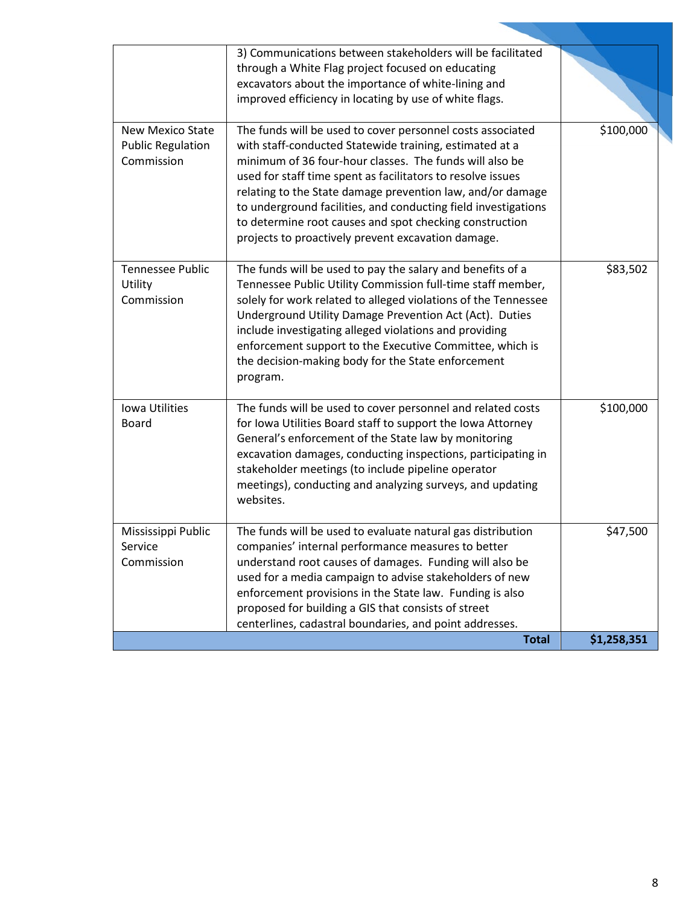| | | |
|---|---|---|
| | 3) Communications between stakeholders will be facilitated through a White Flag project focused on educating excavators about the importance of white-lining and improved efficiency in locating by use of white flags. | |
| New Mexico State Public Regulation Commission | The funds will be used to cover personnel costs associated with staff-conducted Statewide training, estimated at a minimum of 36 four-hour classes. The funds will also be used for staff time spent as facilitators to resolve issues relating to the State damage prevention law, and/or damage to underground facilities, and conducting field investigations to determine root causes and spot checking construction projects to proactively prevent excavation damage. | $100,000 |
| Tennessee Public Utility Commission | The funds will be used to pay the salary and benefits of a Tennessee Public Utility Commission full-time staff member, solely for work related to alleged violations of the Tennessee Underground Utility Damage Prevention Act (Act). Duties include investigating alleged violations and providing enforcement support to the Executive Committee, which is the decision-making body for the State enforcement program. | $83,502 |
| Iowa Utilities Board | The funds will be used to cover personnel and related costs for Iowa Utilities Board staff to support the Iowa Attorney General's enforcement of the State law by monitoring excavation damages, conducting inspections, participating in stakeholder meetings (to include pipeline operator meetings), conducting and analyzing surveys, and updating websites. | $100,000 |
| Mississippi Public Service Commission | The funds will be used to evaluate natural gas distribution companies' internal performance measures to better understand root causes of damages. Funding will also be used for a media campaign to advise stakeholders of new enforcement provisions in the State law. Funding is also proposed for building a GIS that consists of street centerlines, cadastral boundaries, and point addresses. | $47,500 |
| | **Total** | **$1,258,351** |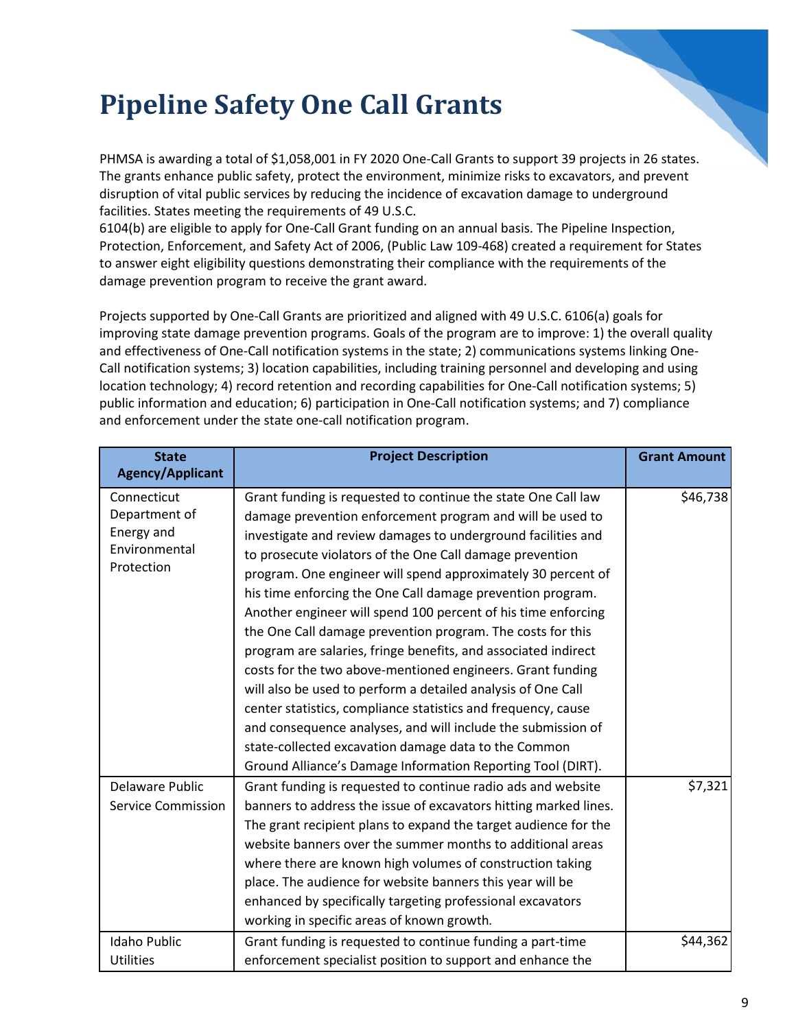# Pipeline Safety One Call Grants

PHMSA is awarding a total of $1,058,001 in FY 2020 One-Call Grants to support 39 projects in 26 states. The grants enhance public safety, protect the environment, minimize risks to excavators, and prevent disruption of vital public services by reducing the incidence of excavation damage to underground facilities. States meeting the requirements of 49 U.S.C. 6104(b) are eligible to apply for One-Call Grant funding on an annual basis. The Pipeline Inspection, Protection, Enforcement, and Safety Act of 2006, (Public Law 109-468) created a requirement for States to answer eight eligibility questions demonstrating their compliance with the requirements of the damage prevention program to receive the grant award.

Projects supported by One-Call Grants are prioritized and aligned with 49 U.S.C. 6106(a) goals for improving state damage prevention programs. Goals of the program are to improve: 1) the overall quality and effectiveness of One-Call notification systems in the state; 2) communications systems linking One-Call notification systems; 3) location capabilities, including training personnel and developing and using location technology; 4) record retention and recording capabilities for One-Call notification systems; 5) public information and education; 6) participation in One-Call notification systems; and 7) compliance and enforcement under the state one-call notification program.

| State Agency/Applicant | Project Description | Grant Amount |
|---|---|---|
| Connecticut Department of Energy and Environmental Protection | Grant funding is requested to continue the state One Call law damage prevention enforcement program and will be used to investigate and review damages to underground facilities and to prosecute violators of the One Call damage prevention program. One engineer will spend approximately 30 percent of his time enforcing the One Call damage prevention program. Another engineer will spend 100 percent of his time enforcing the One Call damage prevention program. The costs for this program are salaries, fringe benefits, and associated indirect costs for the two above-mentioned engineers. Grant funding will also be used to perform a detailed analysis of One Call center statistics, compliance statistics and frequency, cause and consequence analyses, and will include the submission of state-collected excavation damage data to the Common Ground Alliance's Damage Information Reporting Tool (DIRT). | $46,738 |
| Delaware Public Service Commission | Grant funding is requested to continue radio ads and website banners to address the issue of excavators hitting marked lines. The grant recipient plans to expand the target audience for the website banners over the summer months to additional areas where there are known high volumes of construction taking place. The audience for website banners this year will be enhanced by specifically targeting professional excavators working in specific areas of known growth. | $7,321 |
| Idaho Public Utilities | Grant funding is requested to continue funding a part-time enforcement specialist position to support and enhance the | $44,362 |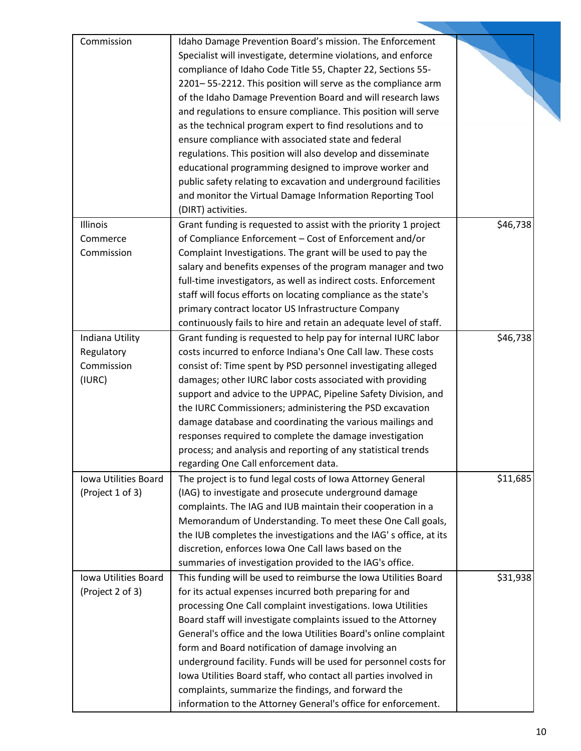| | | |
|---|---|---|
| Commission | Idaho Damage Prevention Board's mission. The Enforcement Specialist will investigate, determine violations, and enforce compliance of Idaho Code Title 55, Chapter 22, Sections 55-2201– 55-2212. This position will serve as the compliance arm of the Idaho Damage Prevention Board and will research laws and regulations to ensure compliance. This position will serve as the technical program expert to find resolutions and to ensure compliance with associated state and federal regulations. This position will also develop and disseminate educational programming designed to improve worker and public safety relating to excavation and underground facilities and monitor the Virtual Damage Information Reporting Tool (DIRT) activities. | |
| Illinois Commerce Commission | Grant funding is requested to assist with the priority 1 project of Compliance Enforcement – Cost of Enforcement and/or Complaint Investigations. The grant will be used to pay the salary and benefits expenses of the program manager and two full-time investigators, as well as indirect costs. Enforcement staff will focus efforts on locating compliance as the state's primary contract locator US Infrastructure Company continuously fails to hire and retain an adequate level of staff. | $46,738 |
| Indiana Utility Regulatory Commission (IURC) | Grant funding is requested to help pay for internal IURC labor costs incurred to enforce Indiana's One Call law. These costs consist of: Time spent by PSD personnel investigating alleged damages; other IURC labor costs associated with providing support and advice to the UPPAC, Pipeline Safety Division, and the IURC Commissioners; administering the PSD excavation damage database and coordinating the various mailings and responses required to complete the damage investigation process; and analysis and reporting of any statistical trends regarding One Call enforcement data. | $46,738 |
| Iowa Utilities Board (Project 1 of 3) | The project is to fund legal costs of Iowa Attorney General (IAG) to investigate and prosecute underground damage complaints. The IAG and IUB maintain their cooperation in a Memorandum of Understanding. To meet these One Call goals, the IUB completes the investigations and the IAG' s office, at its discretion, enforces Iowa One Call laws based on the summaries of investigation provided to the IAG's office. | $11,685 |
| Iowa Utilities Board (Project 2 of 3) | This funding will be used to reimburse the Iowa Utilities Board for its actual expenses incurred both preparing for and processing One Call complaint investigations. Iowa Utilities Board staff will investigate complaints issued to the Attorney General's office and the Iowa Utilities Board's online complaint form and Board notification of damage involving an underground facility. Funds will be used for personnel costs for Iowa Utilities Board staff, who contact all parties involved in complaints, summarize the findings, and forward the information to the Attorney General's office for enforcement. | $31,938 |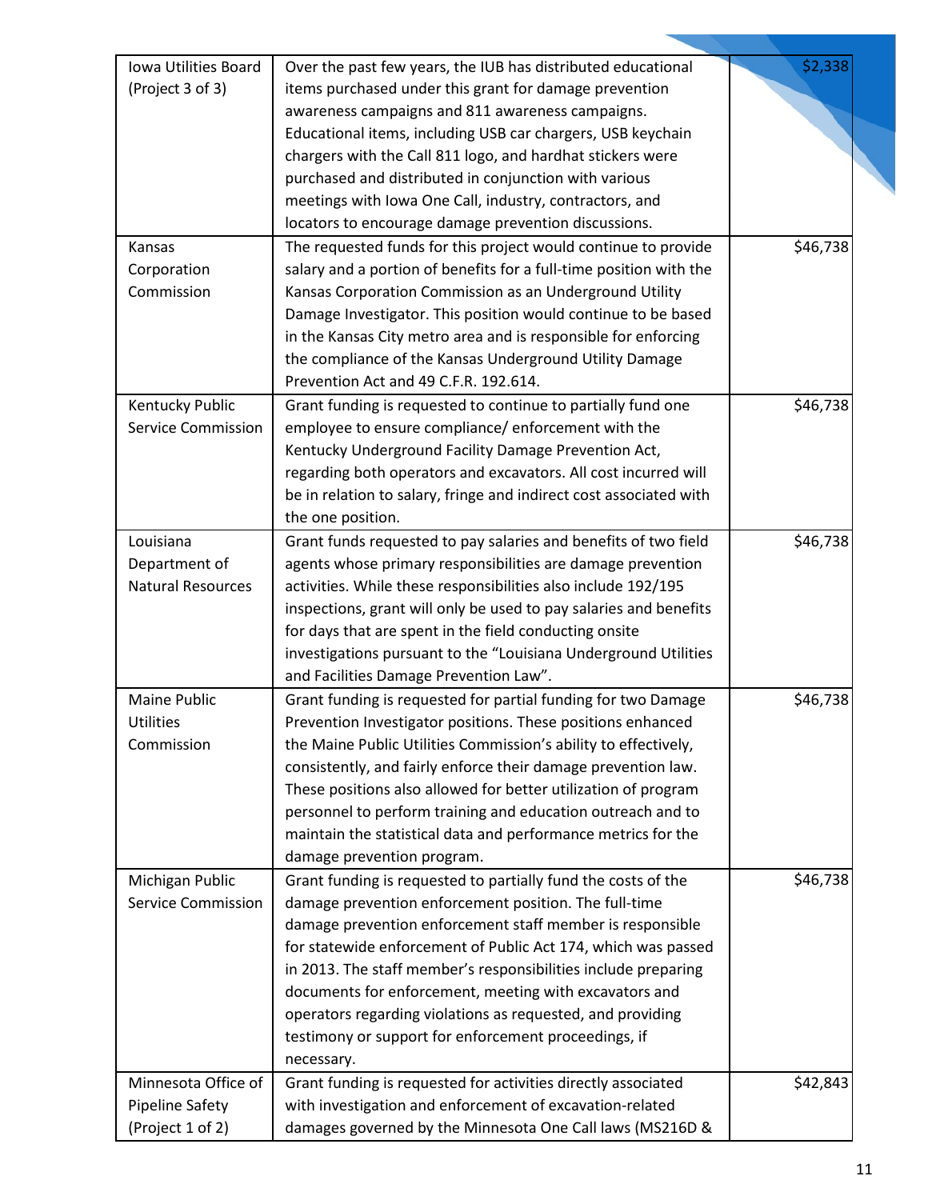| Iowa Utilities Board (Project 3 of 3) | Over the past few years, the IUB has distributed educational items purchased under this grant for damage prevention awareness campaigns and 811 awareness campaigns. Educational items, including USB car chargers, USB keychain chargers with the Call 811 logo, and hardhat stickers were purchased and distributed in conjunction with various meetings with Iowa One Call, industry, contractors, and locators to encourage damage prevention discussions. | $2,338 |
|---|---|---|
| Kansas Corporation Commission | The requested funds for this project would continue to provide salary and a portion of benefits for a full-time position with the Kansas Corporation Commission as an Underground Utility Damage Investigator. This position would continue to be based in the Kansas City metro area and is responsible for enforcing the compliance of the Kansas Underground Utility Damage Prevention Act and 49 C.F.R. 192.614. | $46,738 |
| Kentucky Public Service Commission | Grant funding is requested to continue to partially fund one employee to ensure compliance/ enforcement with the Kentucky Underground Facility Damage Prevention Act, regarding both operators and excavators. All cost incurred will be in relation to salary, fringe and indirect cost associated with the one position. | $46,738 |
| Louisiana Department of Natural Resources | Grant funds requested to pay salaries and benefits of two field agents whose primary responsibilities are damage prevention activities. While these responsibilities also include 192/195 inspections, grant will only be used to pay salaries and benefits for days that are spent in the field conducting onsite investigations pursuant to the "Louisiana Underground Utilities and Facilities Damage Prevention Law". | $46,738 |
| Maine Public Utilities Commission | Grant funding is requested for partial funding for two Damage Prevention Investigator positions. These positions enhanced the Maine Public Utilities Commission's ability to effectively, consistently, and fairly enforce their damage prevention law. These positions also allowed for better utilization of program personnel to perform training and education outreach and to maintain the statistical data and performance metrics for the damage prevention program. | $46,738 |
| Michigan Public Service Commission | Grant funding is requested to partially fund the costs of the damage prevention enforcement position. The full-time damage prevention enforcement staff member is responsible for statewide enforcement of Public Act 174, which was passed in 2013. The staff member's responsibilities include preparing documents for enforcement, meeting with excavators and operators regarding violations as requested, and providing testimony or support for enforcement proceedings, if necessary. | $46,738 |
| Minnesota Office of Pipeline Safety (Project 1 of 2) | Grant funding is requested for activities directly associated with investigation and enforcement of excavation-related damages governed by the Minnesota One Call laws (MS216D & | $42,843 |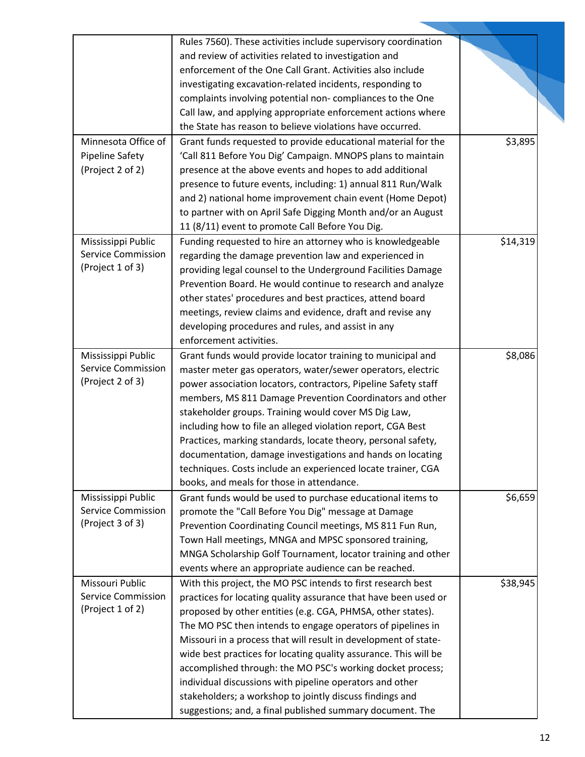| | | |
|---|---|---|
| | Rules 7560). These activities include supervisory coordination and review of activities related to investigation and enforcement of the One Call Grant. Activities also include investigating excavation-related incidents, responding to complaints involving potential non- compliances to the One Call law, and applying appropriate enforcement actions where the State has reason to believe violations have occurred. | |
| Minnesota Office of Pipeline Safety (Project 2 of 2) | Grant funds requested to provide educational material for the 'Call 811 Before You Dig' Campaign. MNOPS plans to maintain presence at the above events and hopes to add additional presence to future events, including: 1) annual 811 Run/Walk and 2) national home improvement chain event (Home Depot) to partner with on April Safe Digging Month and/or an August 11 (8/11) event to promote Call Before You Dig. | \$3,895 |
| Mississippi Public Service Commission (Project 1 of 3) | Funding requested to hire an attorney who is knowledgeable regarding the damage prevention law and experienced in providing legal counsel to the Underground Facilities Damage Prevention Board. He would continue to research and analyze other states' procedures and best practices, attend board meetings, review claims and evidence, draft and revise any developing procedures and rules, and assist in any enforcement activities. | \$14,319 |
| Mississippi Public Service Commission (Project 2 of 3) | Grant funds would provide locator training to municipal and master meter gas operators, water/sewer operators, electric power association locators, contractors, Pipeline Safety staff members, MS 811 Damage Prevention Coordinators and other stakeholder groups. Training would cover MS Dig Law, including how to file an alleged violation report, CGA Best Practices, marking standards, locate theory, personal safety, documentation, damage investigations and hands on locating techniques. Costs include an experienced locate trainer, CGA books, and meals for those in attendance. | \$8,086 |
| Mississippi Public Service Commission (Project 3 of 3) | Grant funds would be used to purchase educational items to promote the "Call Before You Dig" message at Damage Prevention Coordinating Council meetings, MS 811 Fun Run, Town Hall meetings, MNGA and MPSC sponsored training, MNGA Scholarship Golf Tournament, locator training and other events where an appropriate audience can be reached. | \$6,659 |
| Missouri Public Service Commission (Project 1 of 2) | With this project, the MO PSC intends to first research best practices for locating quality assurance that have been used or proposed by other entities (e.g. CGA, PHMSA, other states). The MO PSC then intends to engage operators of pipelines in Missouri in a process that will result in development of state-wide best practices for locating quality assurance. This will be accomplished through: the MO PSC's working docket process; individual discussions with pipeline operators and other stakeholders; a workshop to jointly discuss findings and suggestions; and, a final published summary document. The | \$38,945 |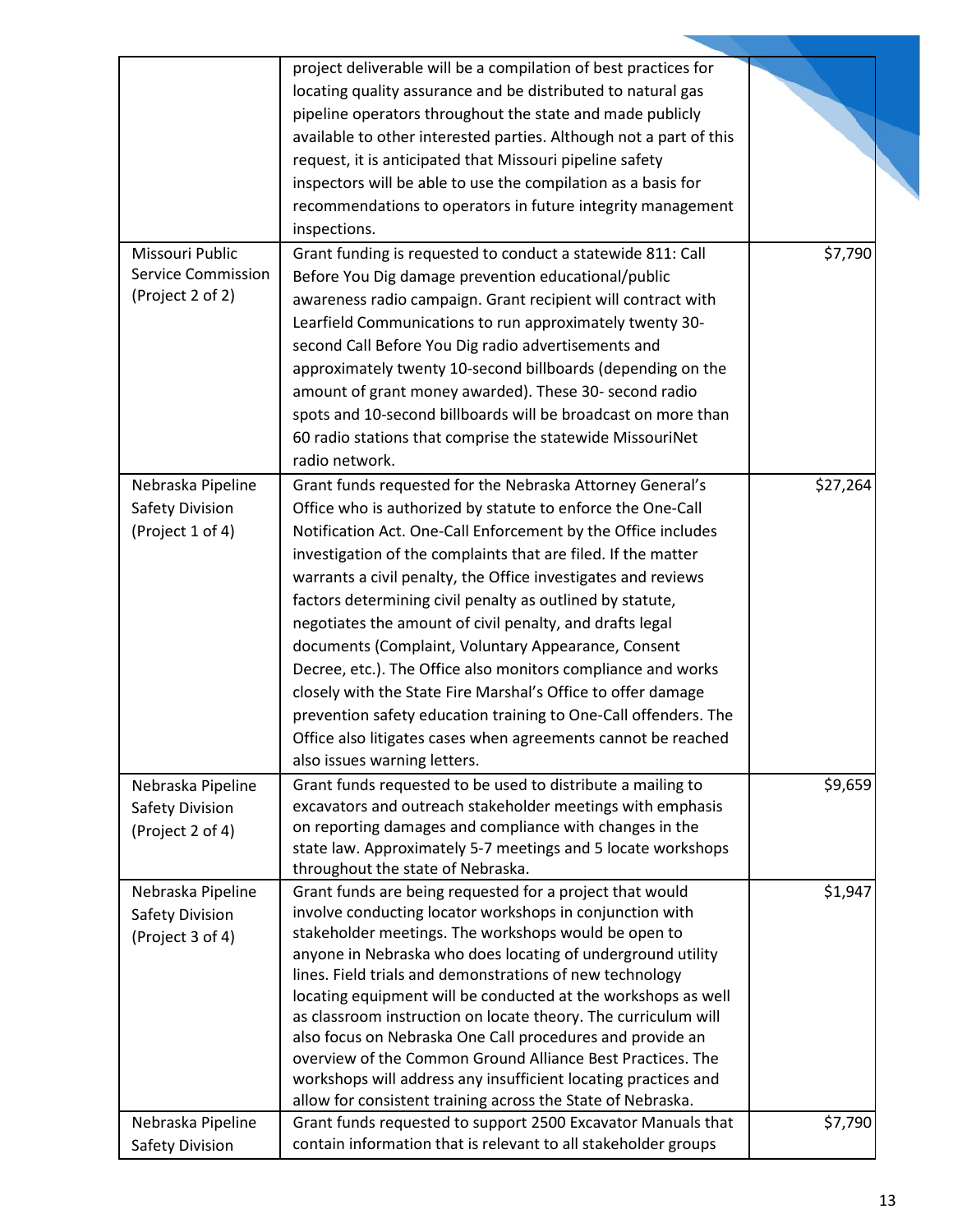| | | |
|---|---|---|
| | project deliverable will be a compilation of best practices for locating quality assurance and be distributed to natural gas pipeline operators throughout the state and made publicly available to other interested parties. Although not a part of this request, it is anticipated that Missouri pipeline safety inspectors will be able to use the compilation as a basis for recommendations to operators in future integrity management inspections. | |
| Missouri Public Service Commission (Project 2 of 2) | Grant funding is requested to conduct a statewide 811: Call Before You Dig damage prevention educational/public awareness radio campaign. Grant recipient will contract with Learfield Communications to run approximately twenty 30-second Call Before You Dig radio advertisements and approximately twenty 10-second billboards (depending on the amount of grant money awarded). These 30- second radio spots and 10-second billboards will be broadcast on more than 60 radio stations that comprise the statewide MissouriNet radio network. | $7,790 |
| Nebraska Pipeline Safety Division (Project 1 of 4) | Grant funds requested for the Nebraska Attorney General's Office who is authorized by statute to enforce the One-Call Notification Act. One-Call Enforcement by the Office includes investigation of the complaints that are filed. If the matter warrants a civil penalty, the Office investigates and reviews factors determining civil penalty as outlined by statute, negotiates the amount of civil penalty, and drafts legal documents (Complaint, Voluntary Appearance, Consent Decree, etc.). The Office also monitors compliance and works closely with the State Fire Marshal's Office to offer damage prevention safety education training to One-Call offenders. The Office also litigates cases when agreements cannot be reached also issues warning letters. | $27,264 |
| Nebraska Pipeline Safety Division (Project 2 of 4) | Grant funds requested to be used to distribute a mailing to excavators and outreach stakeholder meetings with emphasis on reporting damages and compliance with changes in the state law. Approximately 5-7 meetings and 5 locate workshops throughout the state of Nebraska. | $9,659 |
| Nebraska Pipeline Safety Division (Project 3 of 4) | Grant funds are being requested for a project that would involve conducting locator workshops in conjunction with stakeholder meetings. The workshops would be open to anyone in Nebraska who does locating of underground utility lines. Field trials and demonstrations of new technology locating equipment will be conducted at the workshops as well as classroom instruction on locate theory. The curriculum will also focus on Nebraska One Call procedures and provide an overview of the Common Ground Alliance Best Practices. The workshops will address any insufficient locating practices and allow for consistent training across the State of Nebraska. | $1,947 |
| Nebraska Pipeline Safety Division | Grant funds requested to support 2500 Excavator Manuals that contain information that is relevant to all stakeholder groups | $7,790 |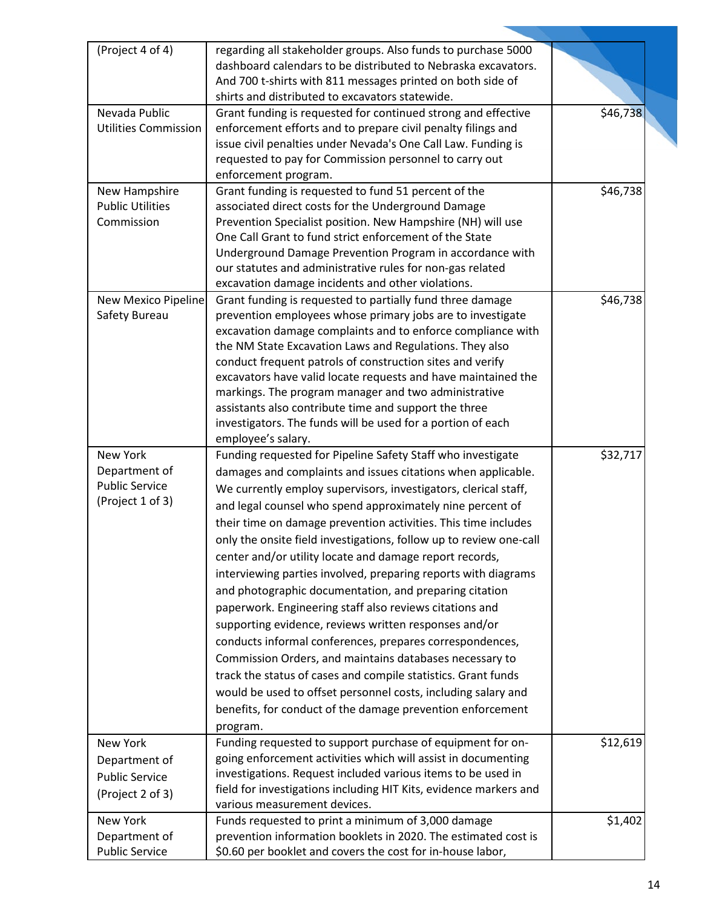| | | |
|---|---|---|
| (Project 4 of 4) | regarding all stakeholder groups. Also funds to purchase 5000 dashboard calendars to be distributed to Nebraska excavators. And 700 t-shirts with 811 messages printed on both side of shirts and distributed to excavators statewide. | |
| Nevada Public Utilities Commission | Grant funding is requested for continued strong and effective enforcement efforts and to prepare civil penalty filings and issue civil penalties under Nevada's One Call Law. Funding is requested to pay for Commission personnel to carry out enforcement program. | $46,738 |
| New Hampshire Public Utilities Commission | Grant funding is requested to fund 51 percent of the associated direct costs for the Underground Damage Prevention Specialist position. New Hampshire (NH) will use One Call Grant to fund strict enforcement of the State Underground Damage Prevention Program in accordance with our statutes and administrative rules for non-gas related excavation damage incidents and other violations. | $46,738 |
| New Mexico Pipeline Safety Bureau | Grant funding is requested to partially fund three damage prevention employees whose primary jobs are to investigate excavation damage complaints and to enforce compliance with the NM State Excavation Laws and Regulations. They also conduct frequent patrols of construction sites and verify excavators have valid locate requests and have maintained the markings. The program manager and two administrative assistants also contribute time and support the three investigators. The funds will be used for a portion of each employee's salary. | $46,738 |
| New York Department of Public Service (Project 1 of 3) | Funding requested for Pipeline Safety Staff who investigate damages and complaints and issues citations when applicable. We currently employ supervisors, investigators, clerical staff, and legal counsel who spend approximately nine percent of their time on damage prevention activities. This time includes only the onsite field investigations, follow up to review one-call center and/or utility locate and damage report records, interviewing parties involved, preparing reports with diagrams and photographic documentation, and preparing citation paperwork. Engineering staff also reviews citations and supporting evidence, reviews written responses and/or conducts informal conferences, prepares correspondences, Commission Orders, and maintains databases necessary to track the status of cases and compile statistics. Grant funds would be used to offset personnel costs, including salary and benefits, for conduct of the damage prevention enforcement program. | $32,717 |
| New York Department of Public Service (Project 2 of 3) | Funding requested to support purchase of equipment for on-going enforcement activities which will assist in documenting investigations. Request included various items to be used in field for investigations including HIT Kits, evidence markers and various measurement devices. | $12,619 |
| New York Department of Public Service | Funds requested to print a minimum of 3,000 damage prevention information booklets in 2020. The estimated cost is $0.60 per booklet and covers the cost for in-house labor, | $1,402 |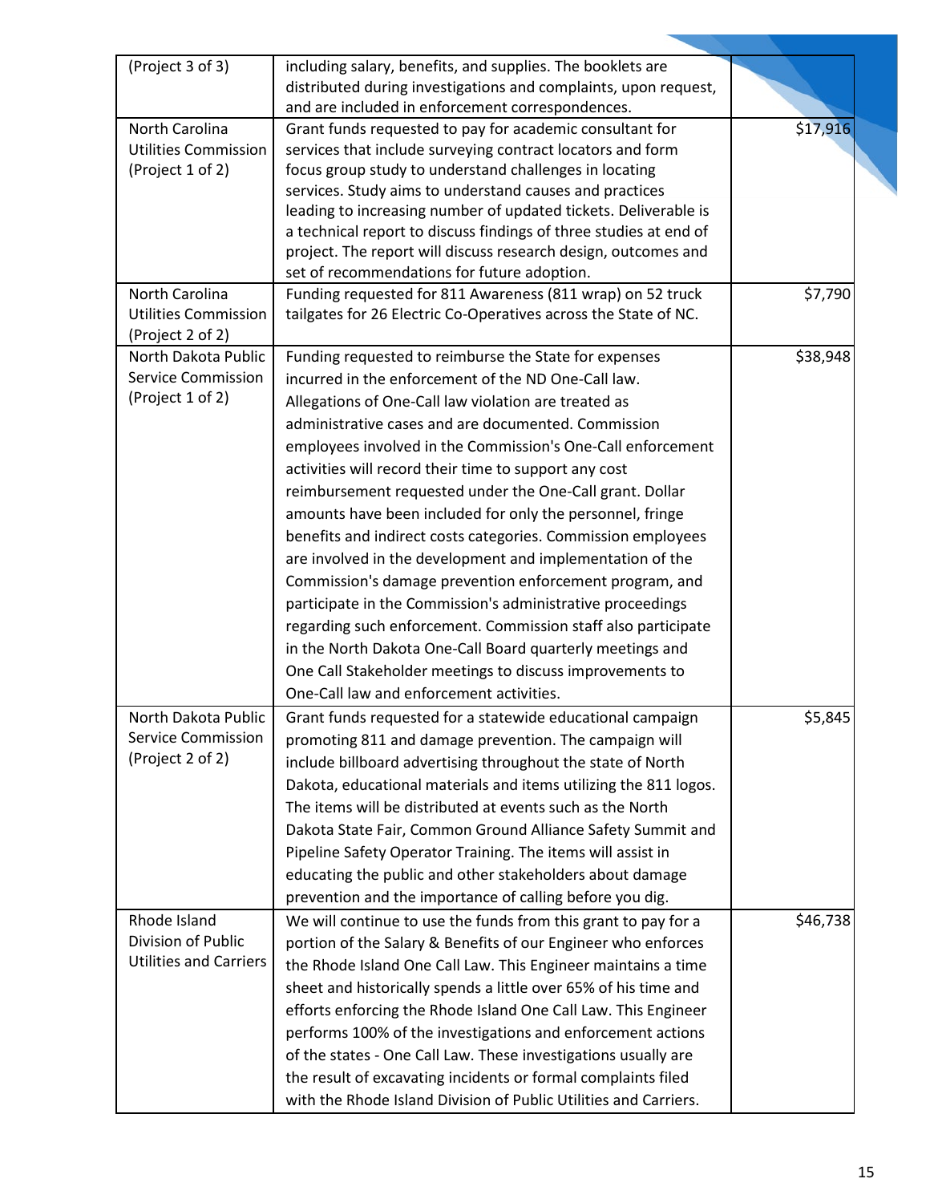| | | |
|---|---|---|
| (Project 3 of 3) | including salary, benefits, and supplies. The booklets are distributed during investigations and complaints, upon request, and are included in enforcement correspondences. | |
| North Carolina Utilities Commission (Project 1 of 2) | Grant funds requested to pay for academic consultant for services that include surveying contract locators and form focus group study to understand challenges in locating services. Study aims to understand causes and practices leading to increasing number of updated tickets. Deliverable is a technical report to discuss findings of three studies at end of project. The report will discuss research design, outcomes and set of recommendations for future adoption. | $17,916 |
| North Carolina Utilities Commission (Project 2 of 2) | Funding requested for 811 Awareness (811 wrap) on 52 truck tailgates for 26 Electric Co-Operatives across the State of NC. | $7,790 |
| North Dakota Public Service Commission (Project 1 of 2) | Funding requested to reimburse the State for expenses incurred in the enforcement of the ND One-Call law. Allegations of One-Call law violation are treated as administrative cases and are documented. Commission employees involved in the Commission's One-Call enforcement activities will record their time to support any cost reimbursement requested under the One-Call grant. Dollar amounts have been included for only the personnel, fringe benefits and indirect costs categories. Commission employees are involved in the development and implementation of the Commission's damage prevention enforcement program, and participate in the Commission's administrative proceedings regarding such enforcement. Commission staff also participate in the North Dakota One-Call Board quarterly meetings and One Call Stakeholder meetings to discuss improvements to One-Call law and enforcement activities. | $38,948 |
| North Dakota Public Service Commission (Project 2 of 2) | Grant funds requested for a statewide educational campaign promoting 811 and damage prevention. The campaign will include billboard advertising throughout the state of North Dakota, educational materials and items utilizing the 811 logos. The items will be distributed at events such as the North Dakota State Fair, Common Ground Alliance Safety Summit and Pipeline Safety Operator Training. The items will assist in educating the public and other stakeholders about damage prevention and the importance of calling before you dig. | $5,845 |
| Rhode Island Division of Public Utilities and Carriers | We will continue to use the funds from this grant to pay for a portion of the Salary & Benefits of our Engineer who enforces the Rhode Island One Call Law. This Engineer maintains a time sheet and historically spends a little over 65% of his time and efforts enforcing the Rhode Island One Call Law. This Engineer performs 100% of the investigations and enforcement actions of the states - One Call Law. These investigations usually are the result of excavating incidents or formal complaints filed with the Rhode Island Division of Public Utilities and Carriers. | $46,738 |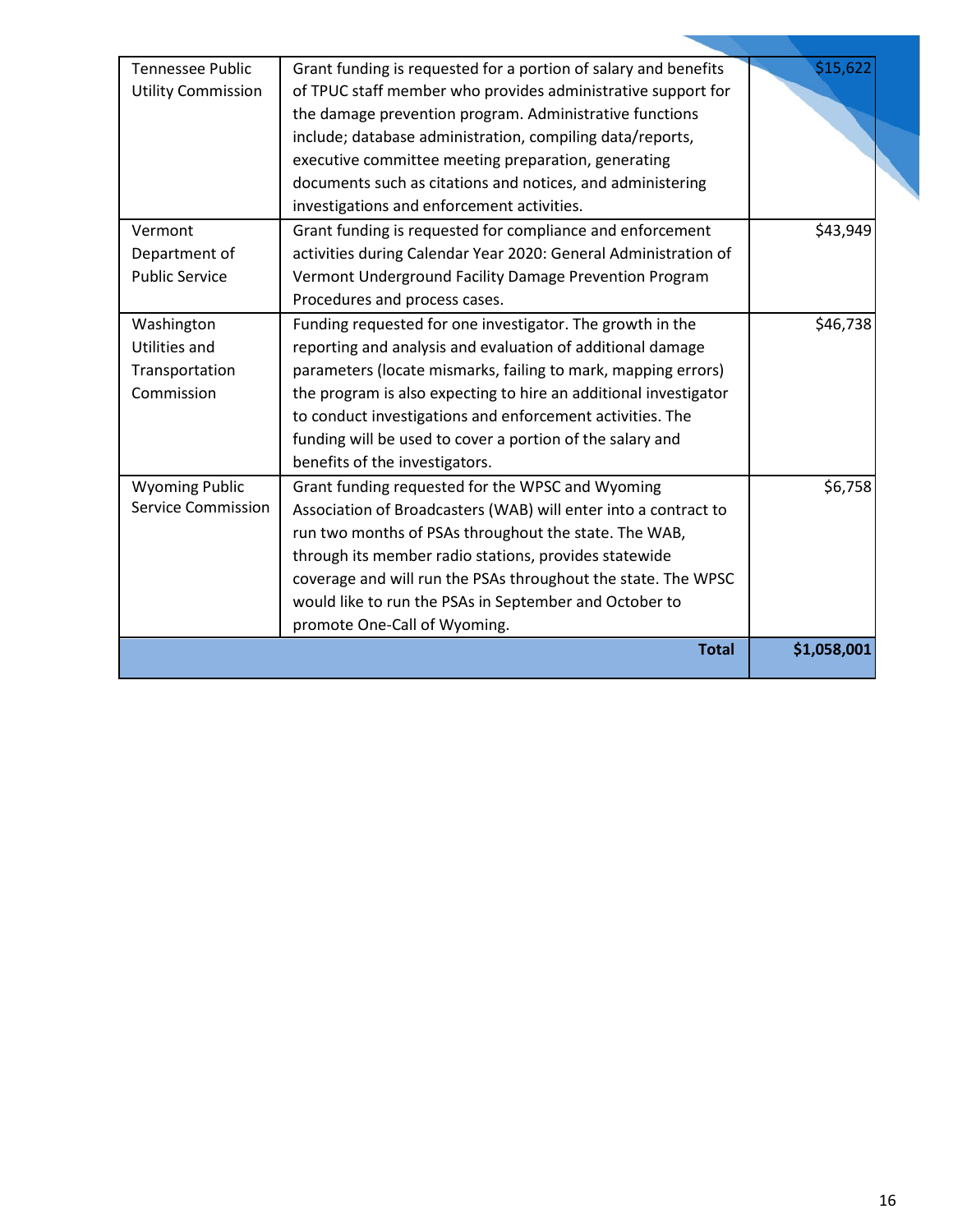| | | |
|---|---|---|
| Tennessee Public Utility Commission | Grant funding is requested for a portion of salary and benefits of TPUC staff member who provides administrative support for the damage prevention program. Administrative functions include; database administration, compiling data/reports, executive committee meeting preparation, generating documents such as citations and notices, and administering investigations and enforcement activities. | $15,622 |
| Vermont Department of Public Service | Grant funding is requested for compliance and enforcement activities during Calendar Year 2020: General Administration of Vermont Underground Facility Damage Prevention Program Procedures and process cases. | $43,949 |
| Washington Utilities and Transportation Commission | Funding requested for one investigator. The growth in the reporting and analysis and evaluation of additional damage parameters (locate mismarks, failing to mark, mapping errors) the program is also expecting to hire an additional investigator to conduct investigations and enforcement activities. The funding will be used to cover a portion of the salary and benefits of the investigators. | $46,738 |
| Wyoming Public Service Commission | Grant funding requested for the WPSC and Wyoming Association of Broadcasters (WAB) will enter into a contract to run two months of PSAs throughout the state. The WAB, through its member radio stations, provides statewide coverage and will run the PSAs throughout the state. The WPSC would like to run the PSAs in September and October to promote One-Call of Wyoming. | $6,758 |
| | **Total** | **$1,058,001** |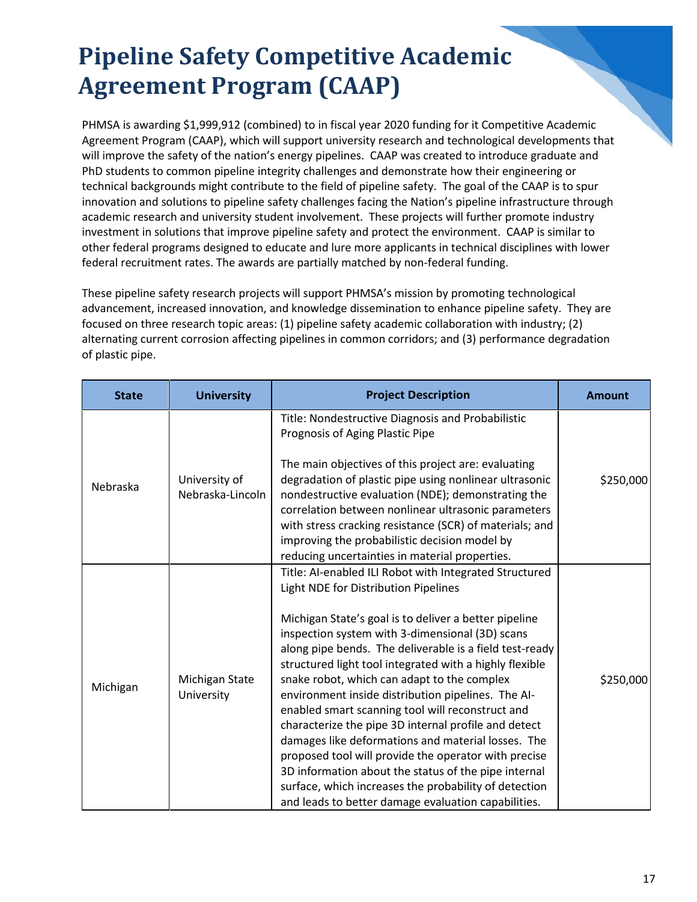# Pipeline Safety Competitive Academic Agreement Program (CAAP)

PHMSA is awarding $1,999,912 (combined) to in fiscal year 2020 funding for it Competitive Academic Agreement Program (CAAP), which will support university research and technological developments that will improve the safety of the nation's energy pipelines. CAAP was created to introduce graduate and PhD students to common pipeline integrity challenges and demonstrate how their engineering or technical backgrounds might contribute to the field of pipeline safety. The goal of the CAAP is to spur innovation and solutions to pipeline safety challenges facing the Nation's pipeline infrastructure through academic research and university student involvement. These projects will further promote industry investment in solutions that improve pipeline safety and protect the environment. CAAP is similar to other federal programs designed to educate and lure more applicants in technical disciplines with lower federal recruitment rates. The awards are partially matched by non-federal funding.

These pipeline safety research projects will support PHMSA's mission by promoting technological advancement, increased innovation, and knowledge dissemination to enhance pipeline safety. They are focused on three research topic areas: (1) pipeline safety academic collaboration with industry; (2) alternating current corrosion affecting pipelines in common corridors; and (3) performance degradation of plastic pipe.

| State | University | Project Description | Amount |
|---|---|---|---|
| Nebraska | University of Nebraska-Lincoln | Title: Nondestructive Diagnosis and Probabilistic Prognosis of Aging Plastic Pipe<br><br>The main objectives of this project are: evaluating degradation of plastic pipe using nonlinear ultrasonic nondestructive evaluation (NDE); demonstrating the correlation between nonlinear ultrasonic parameters with stress cracking resistance (SCR) of materials; and improving the probabilistic decision model by reducing uncertainties in material properties. | $250,000 |
| Michigan | Michigan State University | Title: AI-enabled ILI Robot with Integrated Structured Light NDE for Distribution Pipelines<br><br>Michigan State's goal is to deliver a better pipeline inspection system with 3-dimensional (3D) scans along pipe bends. The deliverable is a field test-ready structured light tool integrated with a highly flexible snake robot, which can adapt to the complex environment inside distribution pipelines. The AI-enabled smart scanning tool will reconstruct and characterize the pipe 3D internal profile and detect damages like deformations and material losses. The proposed tool will provide the operator with precise 3D information about the status of the pipe internal surface, which increases the probability of detection and leads to better damage evaluation capabilities. | $250,000 |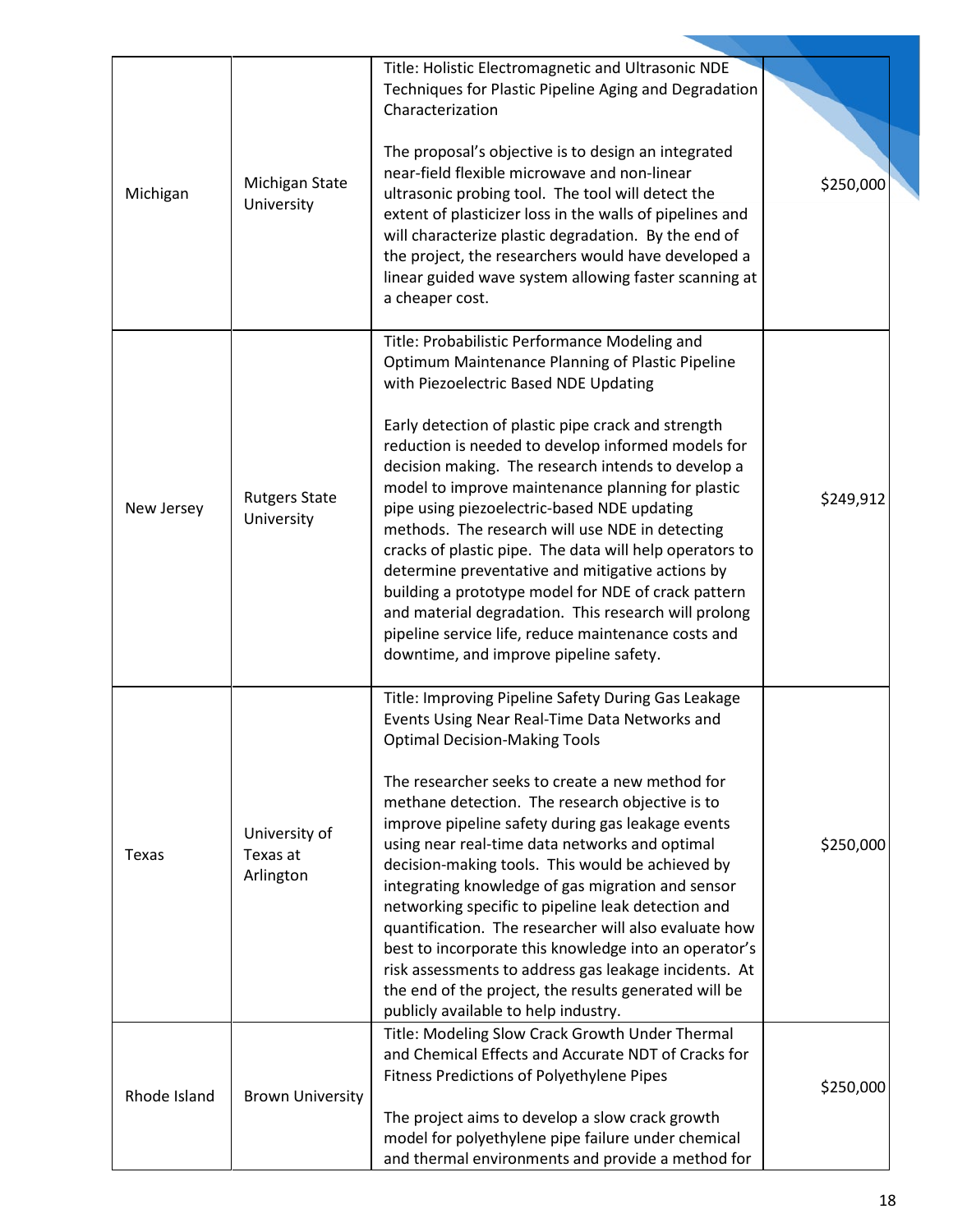| | | | |
|---|---|---|---|
| Michigan | Michigan State University | Title: Holistic Electromagnetic and Ultrasonic NDE Techniques for Plastic Pipeline Aging and Degradation Characterization<br><br>The proposal's objective is to design an integrated near-field flexible microwave and non-linear ultrasonic probing tool. The tool will detect the extent of plasticizer loss in the walls of pipelines and will characterize plastic degradation. By the end of the project, the researchers would have developed a linear guided wave system allowing faster scanning at a cheaper cost. | $250,000 |
| New Jersey | Rutgers State University | Title: Probabilistic Performance Modeling and Optimum Maintenance Planning of Plastic Pipeline with Piezoelectric Based NDE Updating<br><br>Early detection of plastic pipe crack and strength reduction is needed to develop informed models for decision making. The research intends to develop a model to improve maintenance planning for plastic pipe using piezoelectric-based NDE updating methods. The research will use NDE in detecting cracks of plastic pipe. The data will help operators to determine preventative and mitigative actions by building a prototype model for NDE of crack pattern and material degradation. This research will prolong pipeline service life, reduce maintenance costs and downtime, and improve pipeline safety. | $249,912 |
| Texas | University of Texas at Arlington | Title: Improving Pipeline Safety During Gas Leakage Events Using Near Real-Time Data Networks and Optimal Decision-Making Tools<br><br>The researcher seeks to create a new method for methane detection. The research objective is to improve pipeline safety during gas leakage events using near real-time data networks and optimal decision-making tools. This would be achieved by integrating knowledge of gas migration and sensor networking specific to pipeline leak detection and quantification. The researcher will also evaluate how best to incorporate this knowledge into an operator's risk assessments to address gas leakage incidents. At the end of the project, the results generated will be publicly available to help industry. | $250,000 |
| Rhode Island | Brown University | Title: Modeling Slow Crack Growth Under Thermal and Chemical Effects and Accurate NDT of Cracks for Fitness Predictions of Polyethylene Pipes<br><br>The project aims to develop a slow crack growth model for polyethylene pipe failure under chemical and thermal environments and provide a method for | $250,000 |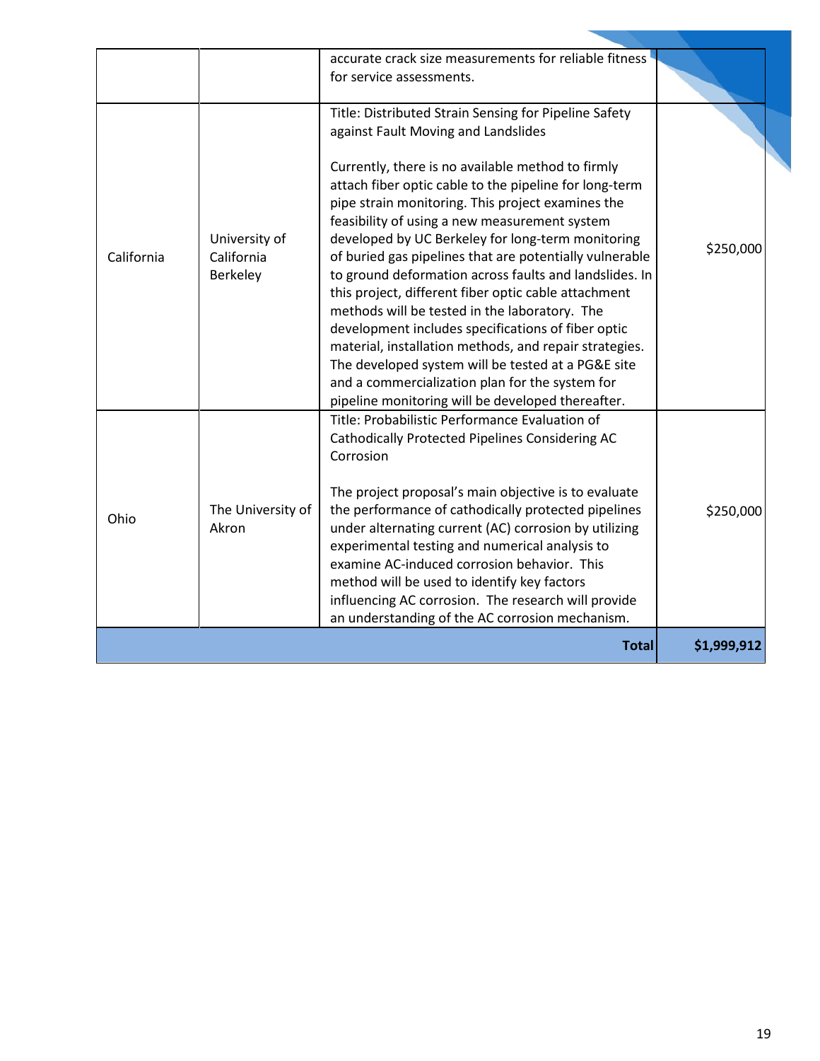| | | | |
|---|---|---|---|
| | | accurate crack size measurements for reliable fitness for service assessments. | |
| California | University of California Berkeley | Title: Distributed Strain Sensing for Pipeline Safety against Fault Moving and Landslides<br><br>Currently, there is no available method to firmly attach fiber optic cable to the pipeline for long-term pipe strain monitoring. This project examines the feasibility of using a new measurement system developed by UC Berkeley for long-term monitoring of buried gas pipelines that are potentially vulnerable to ground deformation across faults and landslides. In this project, different fiber optic cable attachment methods will be tested in the laboratory. The development includes specifications of fiber optic material, installation methods, and repair strategies. The developed system will be tested at a PG&E site and a commercialization plan for the system for pipeline monitoring will be developed thereafter. | $250,000 |
| Ohio | The University of Akron | Title: Probabilistic Performance Evaluation of Cathodically Protected Pipelines Considering AC Corrosion<br><br>The project proposal's main objective is to evaluate the performance of cathodically protected pipelines under alternating current (AC) corrosion by utilizing experimental testing and numerical analysis to examine AC-induced corrosion behavior. This method will be used to identify key factors influencing AC corrosion. The research will provide an understanding of the AC corrosion mechanism. | $250,000 |
| | | **Total** | **$1,999,912** |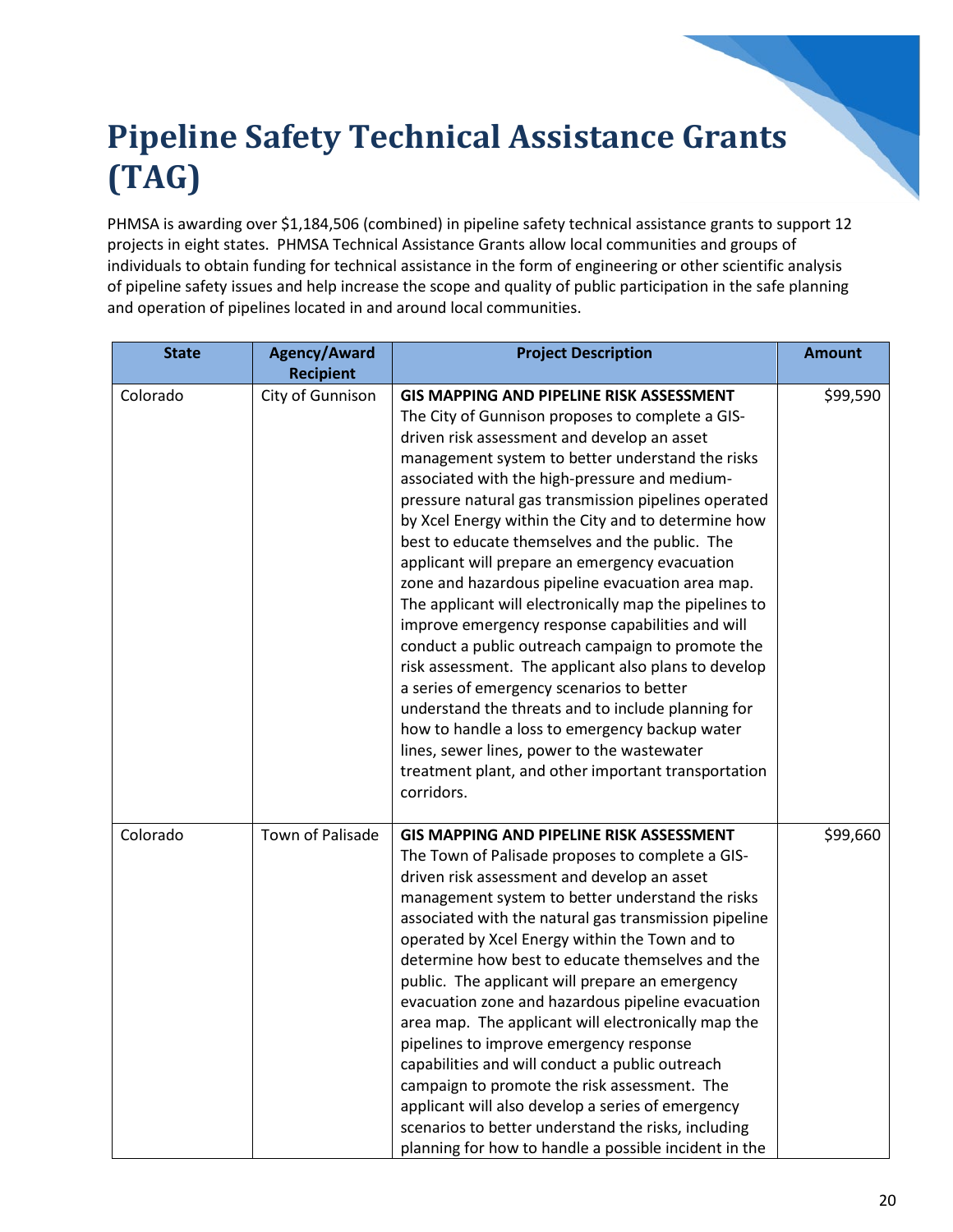# Pipeline Safety Technical Assistance Grants (TAG)

PHMSA is awarding over $1,184,506 (combined) in pipeline safety technical assistance grants to support 12 projects in eight states. PHMSA Technical Assistance Grants allow local communities and groups of individuals to obtain funding for technical assistance in the form of engineering or other scientific analysis of pipeline safety issues and help increase the scope and quality of public participation in the safe planning and operation of pipelines located in and around local communities.

| State | Agency/Award Recipient | Project Description | Amount |
|---|---|---|---|
| Colorado | City of Gunnison | **GIS MAPPING AND PIPELINE RISK ASSESSMENT** The City of Gunnison proposes to complete a GIS-driven risk assessment and develop an asset management system to better understand the risks associated with the high-pressure and medium-pressure natural gas transmission pipelines operated by Xcel Energy within the City and to determine how best to educate themselves and the public. The applicant will prepare an emergency evacuation zone and hazardous pipeline evacuation area map. The applicant will electronically map the pipelines to improve emergency response capabilities and will conduct a public outreach campaign to promote the risk assessment. The applicant also plans to develop a series of emergency scenarios to better understand the threats and to include planning for how to handle a loss to emergency backup water lines, sewer lines, power to the wastewater treatment plant, and other important transportation corridors. | $99,590 |
| Colorado | Town of Palisade | **GIS MAPPING AND PIPELINE RISK ASSESSMENT** The Town of Palisade proposes to complete a GIS-driven risk assessment and develop an asset management system to better understand the risks associated with the natural gas transmission pipeline operated by Xcel Energy within the Town and to determine how best to educate themselves and the public. The applicant will prepare an emergency evacuation zone and hazardous pipeline evacuation area map. The applicant will electronically map the pipelines to improve emergency response capabilities and will conduct a public outreach campaign to promote the risk assessment. The applicant will also develop a series of emergency scenarios to better understand the risks, including planning for how to handle a possible incident in the | $99,660 |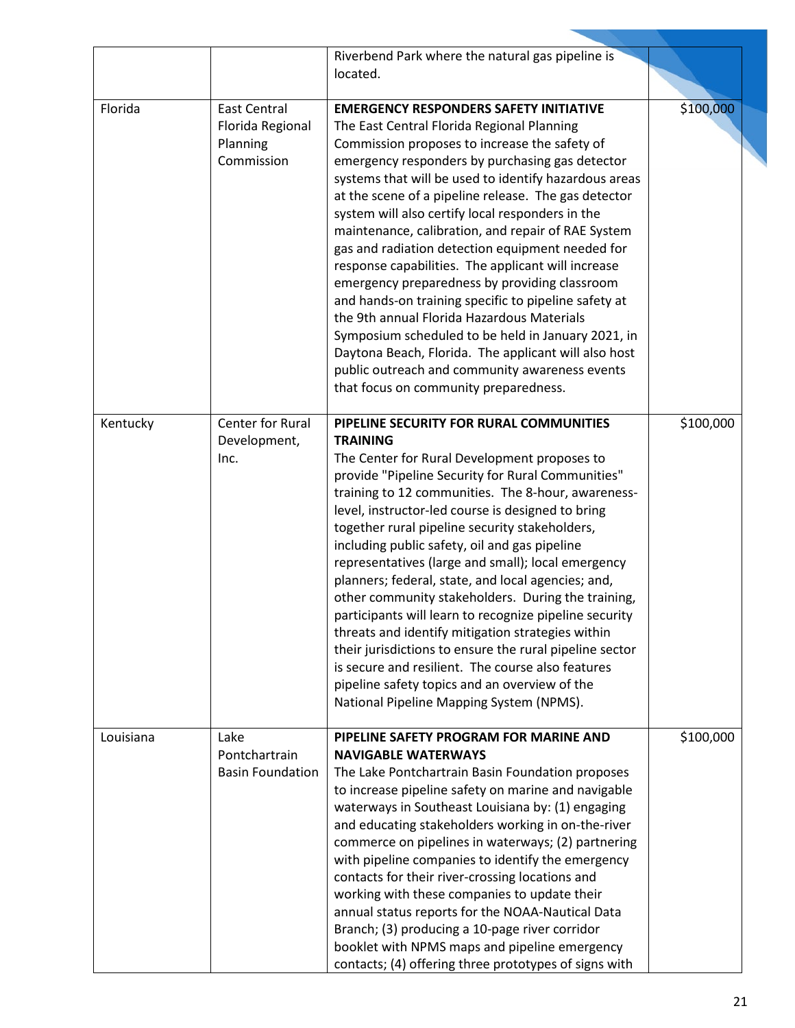| | | | |
|---|---|---|---|
| | | Riverbend Park where the natural gas pipeline is located. | |
| Florida | East Central Florida Regional Planning Commission | **EMERGENCY RESPONDERS SAFETY INITIATIVE**<br>The East Central Florida Regional Planning Commission proposes to increase the safety of emergency responders by purchasing gas detector systems that will be used to identify hazardous areas at the scene of a pipeline release. The gas detector system will also certify local responders in the maintenance, calibration, and repair of RAE System gas and radiation detection equipment needed for response capabilities. The applicant will increase emergency preparedness by providing classroom and hands-on training specific to pipeline safety at the 9th annual Florida Hazardous Materials Symposium scheduled to be held in January 2021, in Daytona Beach, Florida. The applicant will also host public outreach and community awareness events that focus on community preparedness. | $100,000 |
| Kentucky | Center for Rural Development, Inc. | **PIPELINE SECURITY FOR RURAL COMMUNITIES TRAINING**<br>The Center for Rural Development proposes to provide "Pipeline Security for Rural Communities" training to 12 communities. The 8-hour, awareness-level, instructor-led course is designed to bring together rural pipeline security stakeholders, including public safety, oil and gas pipeline representatives (large and small); local emergency planners; federal, state, and local agencies; and, other community stakeholders. During the training, participants will learn to recognize pipeline security threats and identify mitigation strategies within their jurisdictions to ensure the rural pipeline sector is secure and resilient. The course also features pipeline safety topics and an overview of the National Pipeline Mapping System (NPMS). | $100,000 |
| Louisiana | Lake Pontchartrain Basin Foundation | **PIPELINE SAFETY PROGRAM FOR MARINE AND NAVIGABLE WATERWAYS**<br>The Lake Pontchartrain Basin Foundation proposes to increase pipeline safety on marine and navigable waterways in Southeast Louisiana by: (1) engaging and educating stakeholders working in on-the-river commerce on pipelines in waterways; (2) partnering with pipeline companies to identify the emergency contacts for their river-crossing locations and working with these companies to update their annual status reports for the NOAA-Nautical Data Branch; (3) producing a 10-page river corridor booklet with NPMS maps and pipeline emergency contacts; (4) offering three prototypes of signs with | $100,000 |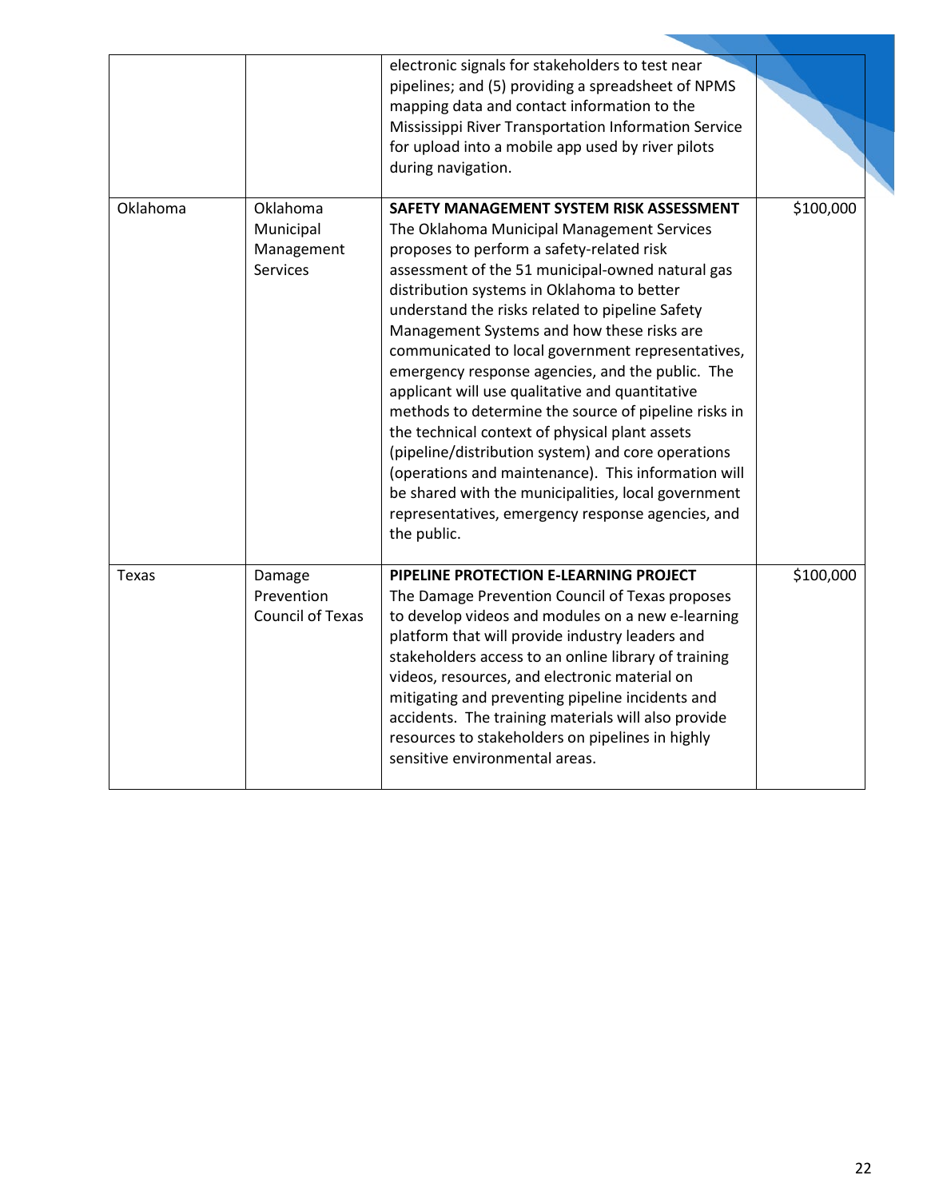| | | | |
|---|---|---|---|
| | | electronic signals for stakeholders to test near pipelines; and (5) providing a spreadsheet of NPMS mapping data and contact information to the Mississippi River Transportation Information Service for upload into a mobile app used by river pilots during navigation. | |
| Oklahoma | Oklahoma Municipal Management Services | **SAFETY MANAGEMENT SYSTEM RISK ASSESSMENT** The Oklahoma Municipal Management Services proposes to perform a safety-related risk assessment of the 51 municipal-owned natural gas distribution systems in Oklahoma to better understand the risks related to pipeline Safety Management Systems and how these risks are communicated to local government representatives, emergency response agencies, and the public. The applicant will use qualitative and quantitative methods to determine the source of pipeline risks in the technical context of physical plant assets (pipeline/distribution system) and core operations (operations and maintenance). This information will be shared with the municipalities, local government representatives, emergency response agencies, and the public. | $100,000 |
| Texas | Damage Prevention Council of Texas | **PIPELINE PROTECTION E-LEARNING PROJECT** The Damage Prevention Council of Texas proposes to develop videos and modules on a new e-learning platform that will provide industry leaders and stakeholders access to an online library of training videos, resources, and electronic material on mitigating and preventing pipeline incidents and accidents. The training materials will also provide resources to stakeholders on pipelines in highly sensitive environmental areas. | $100,000 |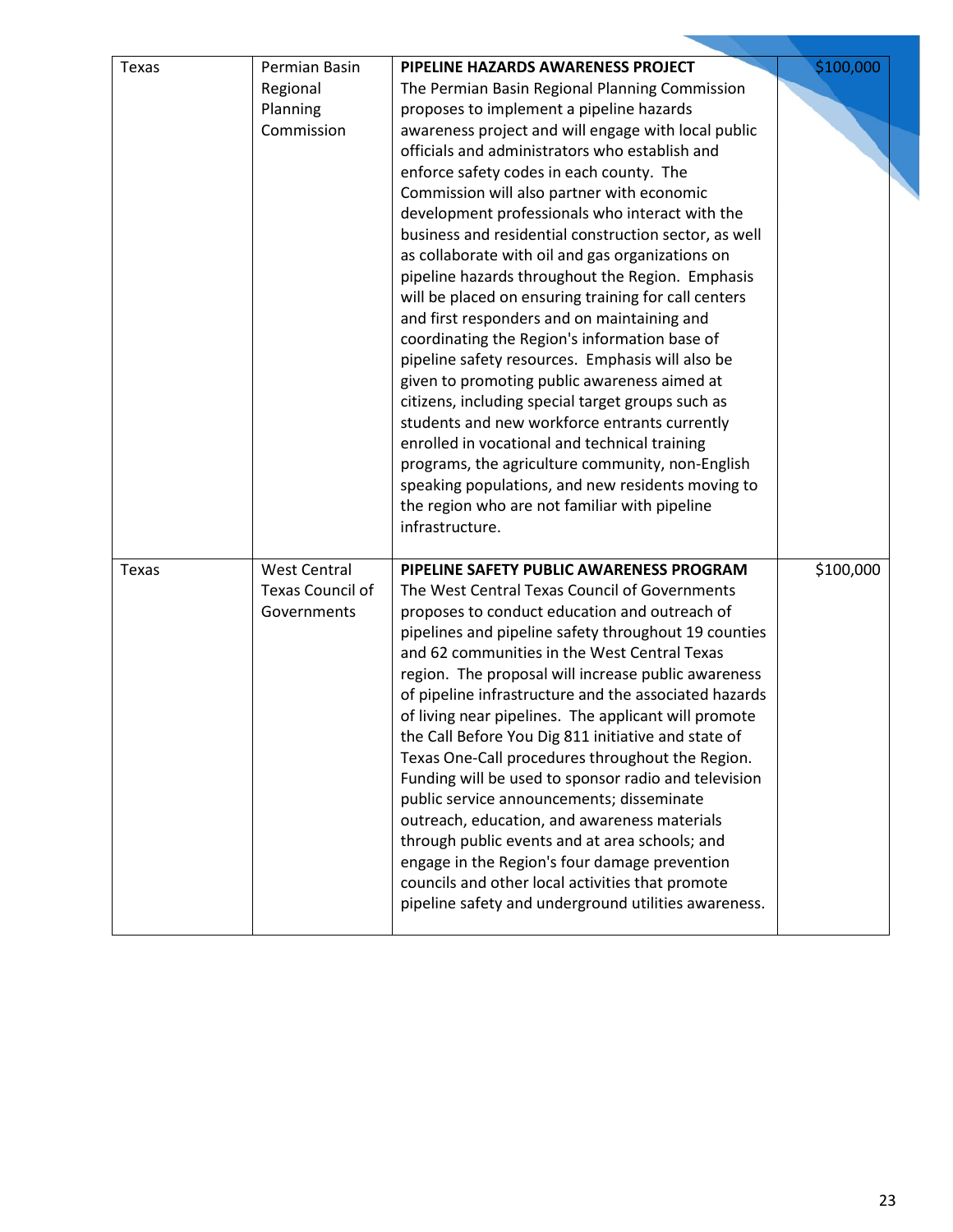| | | | |
|---|---|---|---|
| Texas | Permian Basin Regional Planning Commission | **PIPELINE HAZARDS AWARENESS PROJECT** The Permian Basin Regional Planning Commission proposes to implement a pipeline hazards awareness project and will engage with local public officials and administrators who establish and enforce safety codes in each county. The Commission will also partner with economic development professionals who interact with the business and residential construction sector, as well as collaborate with oil and gas organizations on pipeline hazards throughout the Region. Emphasis will be placed on ensuring training for call centers and first responders and on maintaining and coordinating the Region's information base of pipeline safety resources. Emphasis will also be given to promoting public awareness aimed at citizens, including special target groups such as students and new workforce entrants currently enrolled in vocational and technical training programs, the agriculture community, non-English speaking populations, and new residents moving to the region who are not familiar with pipeline infrastructure. | $100,000 |
| Texas | West Central Texas Council of Governments | **PIPELINE SAFETY PUBLIC AWARENESS PROGRAM** The West Central Texas Council of Governments proposes to conduct education and outreach of pipelines and pipeline safety throughout 19 counties and 62 communities in the West Central Texas region. The proposal will increase public awareness of pipeline infrastructure and the associated hazards of living near pipelines. The applicant will promote the Call Before You Dig 811 initiative and state of Texas One-Call procedures throughout the Region. Funding will be used to sponsor radio and television public service announcements; disseminate outreach, education, and awareness materials through public events and at area schools; and engage in the Region's four damage prevention councils and other local activities that promote pipeline safety and underground utilities awareness. | $100,000 |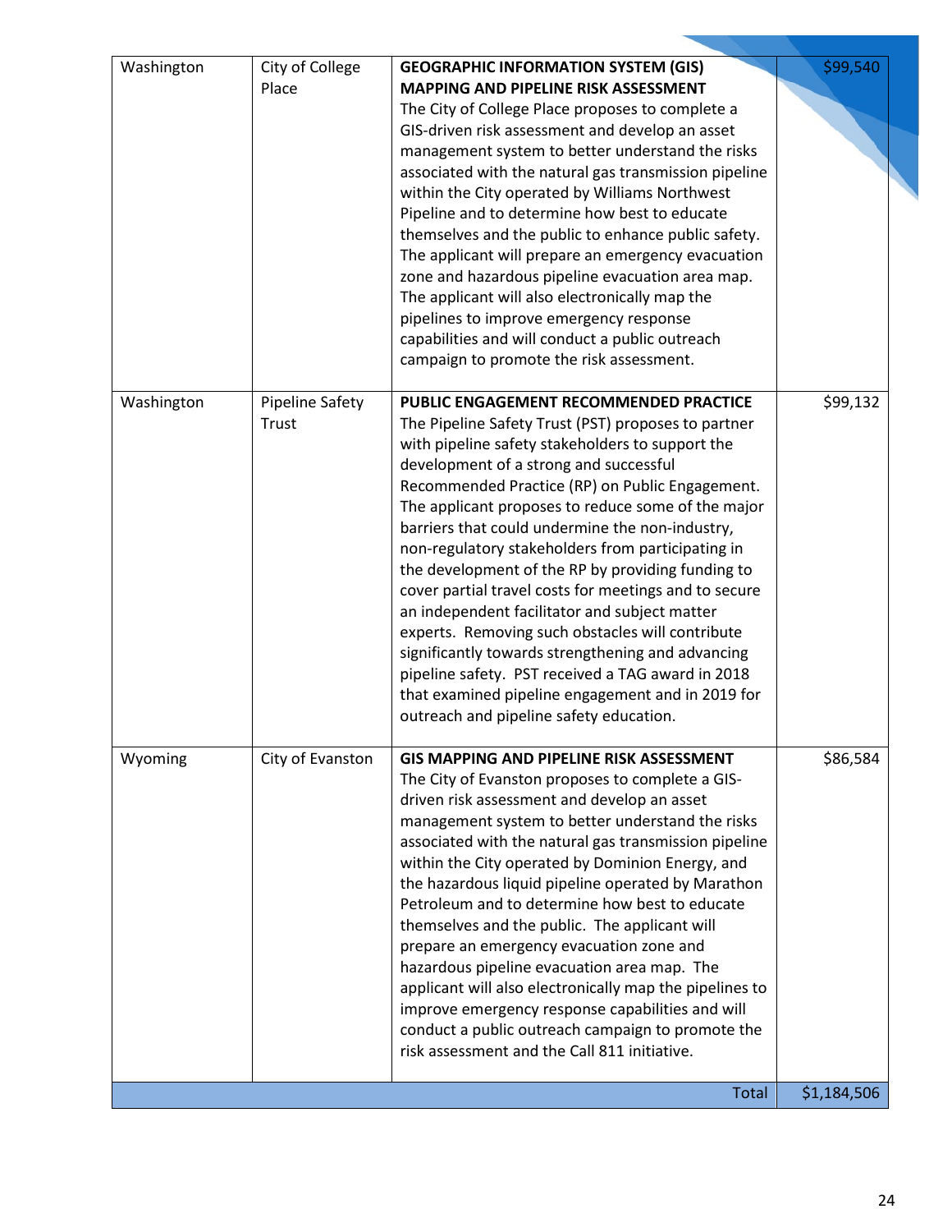| | | | |
|---|---|---|---|
| Washington | City of College Place | **GEOGRAPHIC INFORMATION SYSTEM (GIS) MAPPING AND PIPELINE RISK ASSESSMENT** The City of College Place proposes to complete a GIS-driven risk assessment and develop an asset management system to better understand the risks associated with the natural gas transmission pipeline within the City operated by Williams Northwest Pipeline and to determine how best to educate themselves and the public to enhance public safety. The applicant will prepare an emergency evacuation zone and hazardous pipeline evacuation area map. The applicant will also electronically map the pipelines to improve emergency response capabilities and will conduct a public outreach campaign to promote the risk assessment. | $99,540 |
| Washington | Pipeline Safety Trust | **PUBLIC ENGAGEMENT RECOMMENDED PRACTICE** The Pipeline Safety Trust (PST) proposes to partner with pipeline safety stakeholders to support the development of a strong and successful Recommended Practice (RP) on Public Engagement. The applicant proposes to reduce some of the major barriers that could undermine the non-industry, non-regulatory stakeholders from participating in the development of the RP by providing funding to cover partial travel costs for meetings and to secure an independent facilitator and subject matter experts. Removing such obstacles will contribute significantly towards strengthening and advancing pipeline safety. PST received a TAG award in 2018 that examined pipeline engagement and in 2019 for outreach and pipeline safety education. | $99,132 |
| Wyoming | City of Evanston | **GIS MAPPING AND PIPELINE RISK ASSESSMENT** The City of Evanston proposes to complete a GIS-driven risk assessment and develop an asset management system to better understand the risks associated with the natural gas transmission pipeline within the City operated by Dominion Energy, and the hazardous liquid pipeline operated by Marathon Petroleum and to determine how best to educate themselves and the public. The applicant will prepare an emergency evacuation zone and hazardous pipeline evacuation area map. The applicant will also electronically map the pipelines to improve emergency response capabilities and will conduct a public outreach campaign to promote the risk assessment and the Call 811 initiative. | $86,584 |
| | | Total | $1,184,506 |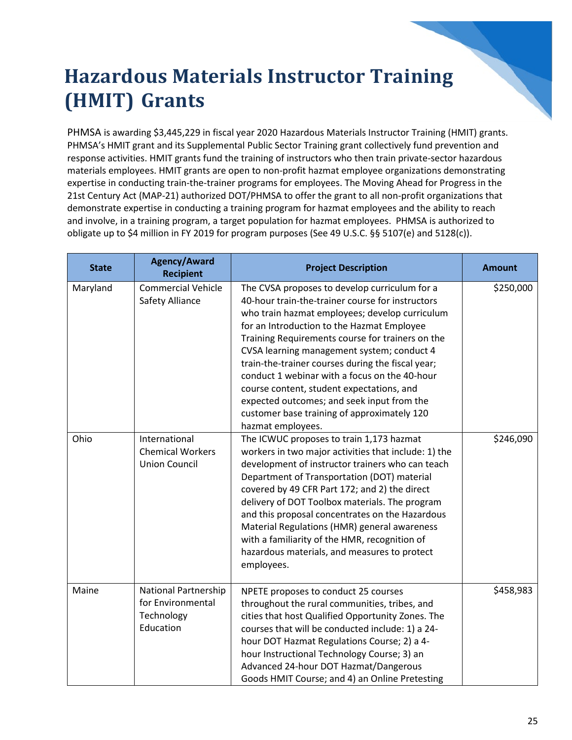# Hazardous Materials Instructor Training (HMIT) Grants

PHMSA is awarding $3,445,229 in fiscal year 2020 Hazardous Materials Instructor Training (HMIT) grants. PHMSA's HMIT grant and its Supplemental Public Sector Training grant collectively fund prevention and response activities. HMIT grants fund the training of instructors who then train private-sector hazardous materials employees. HMIT grants are open to non-profit hazmat employee organizations demonstrating expertise in conducting train-the-trainer programs for employees. The Moving Ahead for Progress in the 21st Century Act (MAP-21) authorized DOT/PHMSA to offer the grant to all non-profit organizations that demonstrate expertise in conducting a training program for hazmat employees and the ability to reach and involve, in a training program, a target population for hazmat employees. PHMSA is authorized to obligate up to $4 million in FY 2019 for program purposes (See 49 U.S.C. §§ 5107(e) and 5128(c)).

| State | Agency/Award Recipient | Project Description | Amount |
|---|---|---|---|
| Maryland | Commercial Vehicle Safety Alliance | The CVSA proposes to develop curriculum for a 40-hour train-the-trainer course for instructors who train hazmat employees; develop curriculum for an Introduction to the Hazmat Employee Training Requirements course for trainers on the CVSA learning management system; conduct 4 train-the-trainer courses during the fiscal year; conduct 1 webinar with a focus on the 40-hour course content, student expectations, and expected outcomes; and seek input from the customer base training of approximately 120 hazmat employees. | $250,000 |
| Ohio | International Chemical Workers Union Council | The ICWUC proposes to train 1,173 hazmat workers in two major activities that include: 1) the development of instructor trainers who can teach Department of Transportation (DOT) material covered by 49 CFR Part 172; and 2) the direct delivery of DOT Toolbox materials. The program and this proposal concentrates on the Hazardous Material Regulations (HMR) general awareness with a familiarity of the HMR, recognition of hazardous materials, and measures to protect employees. | $246,090 |
| Maine | National Partnership for Environmental Technology Education | NPETE proposes to conduct 25 courses throughout the rural communities, tribes, and cities that host Qualified Opportunity Zones. The courses that will be conducted include: 1) a 24-hour DOT Hazmat Regulations Course; 2) a 4-hour Instructional Technology Course; 3) an Advanced 24-hour DOT Hazmat/Dangerous Goods HMIT Course; and 4) an Online Pretesting | $458,983 |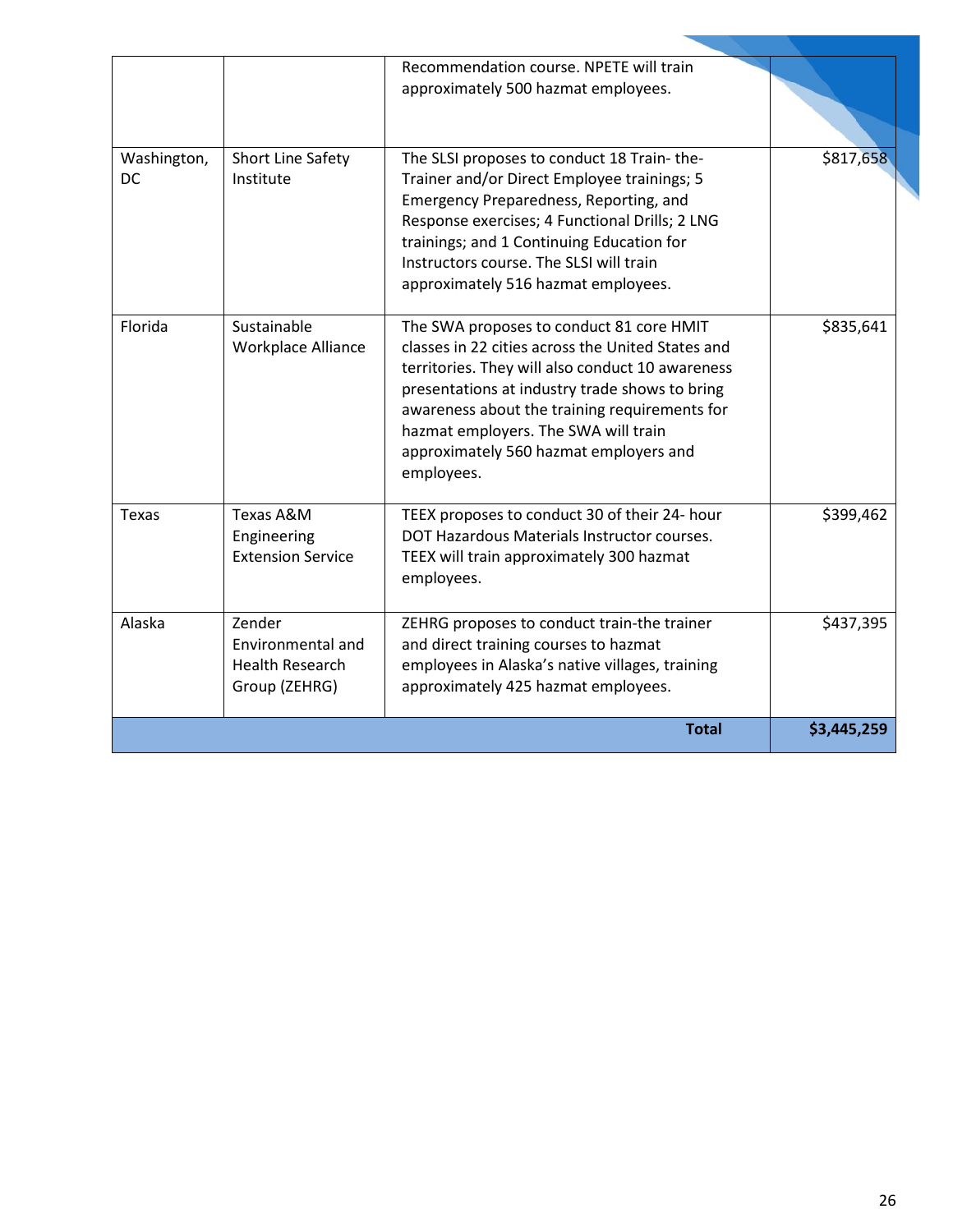| | | | |
|---|---|---|---|
| | | Recommendation course. NPETE will train approximately 500 hazmat employees. | |
| Washington, DC | Short Line Safety Institute | The SLSI proposes to conduct 18 Train- the-Trainer and/or Direct Employee trainings; 5 Emergency Preparedness, Reporting, and Response exercises; 4 Functional Drills; 2 LNG trainings; and 1 Continuing Education for Instructors course. The SLSI will train approximately 516 hazmat employees. | $817,658 |
| Florida | Sustainable Workplace Alliance | The SWA proposes to conduct 81 core HMIT classes in 22 cities across the United States and territories. They will also conduct 10 awareness presentations at industry trade shows to bring awareness about the training requirements for hazmat employers. The SWA will train approximately 560 hazmat employers and employees. | $835,641 |
| Texas | Texas A&M Engineering Extension Service | TEEX proposes to conduct 30 of their 24- hour DOT Hazardous Materials Instructor courses. TEEX will train approximately 300 hazmat employees. | $399,462 |
| Alaska | Zender Environmental and Health Research Group (ZEHRG) | ZEHRG proposes to conduct train-the trainer and direct training courses to hazmat employees in Alaska's native villages, training approximately 425 hazmat employees. | $437,395 |
| | | **Total** | **$3,445,259** |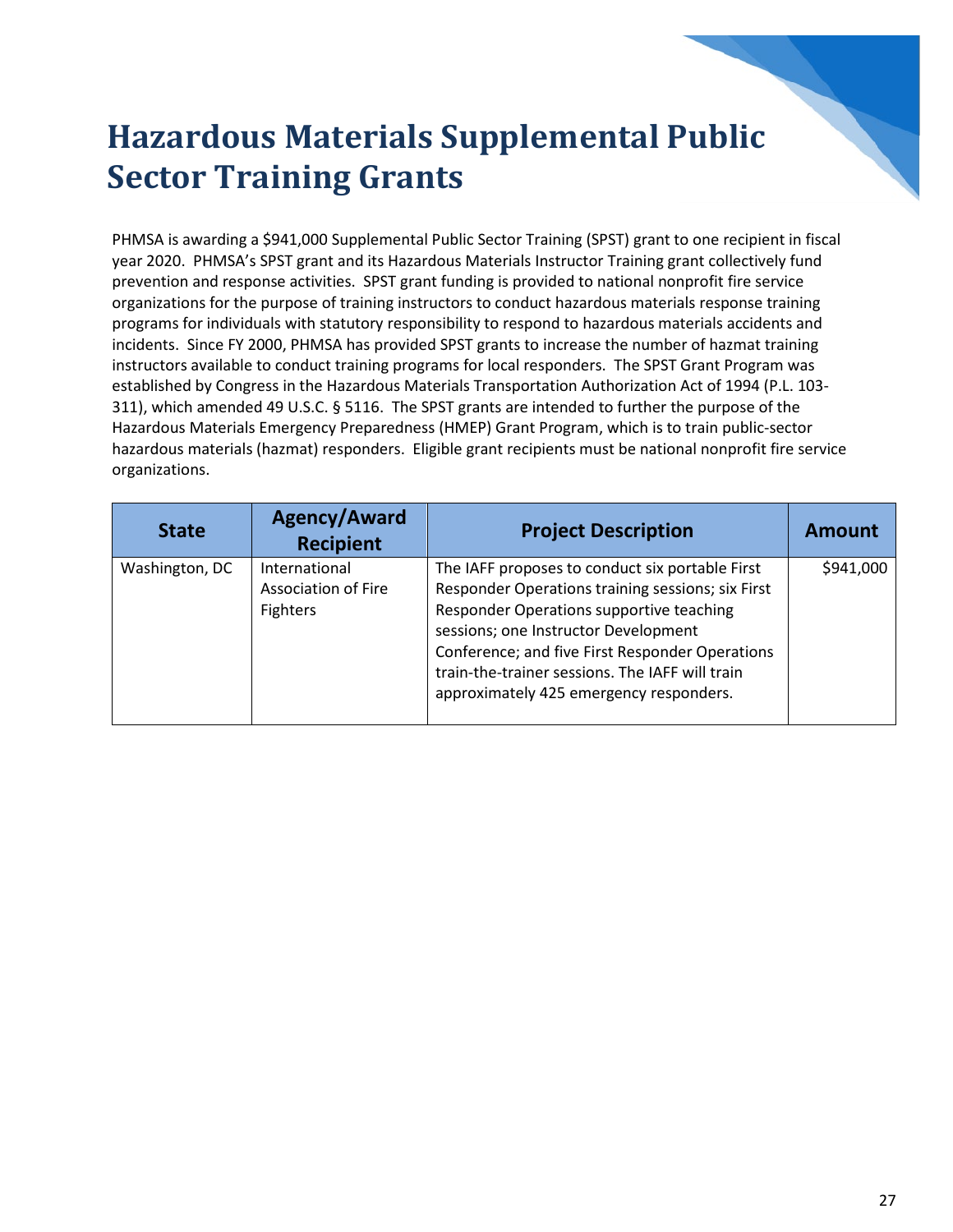# Hazardous Materials Supplemental Public Sector Training Grants

PHMSA is awarding a $941,000 Supplemental Public Sector Training (SPST) grant to one recipient in fiscal year 2020. PHMSA's SPST grant and its Hazardous Materials Instructor Training grant collectively fund prevention and response activities. SPST grant funding is provided to national nonprofit fire service organizations for the purpose of training instructors to conduct hazardous materials response training programs for individuals with statutory responsibility to respond to hazardous materials accidents and incidents. Since FY 2000, PHMSA has provided SPST grants to increase the number of hazmat training instructors available to conduct training programs for local responders. The SPST Grant Program was established by Congress in the Hazardous Materials Transportation Authorization Act of 1994 (P.L. 103-311), which amended 49 U.S.C. § 5116. The SPST grants are intended to further the purpose of the Hazardous Materials Emergency Preparedness (HMEP) Grant Program, which is to train public-sector hazardous materials (hazmat) responders. Eligible grant recipients must be national nonprofit fire service organizations.

| State | Agency/Award Recipient | Project Description | Amount |
|---|---|---|---|
| Washington, DC | International Association of Fire Fighters | The IAFF proposes to conduct six portable First Responder Operations training sessions; six First Responder Operations supportive teaching sessions; one Instructor Development Conference; and five First Responder Operations train-the-trainer sessions. The IAFF will train approximately 425 emergency responders. | $941,000 |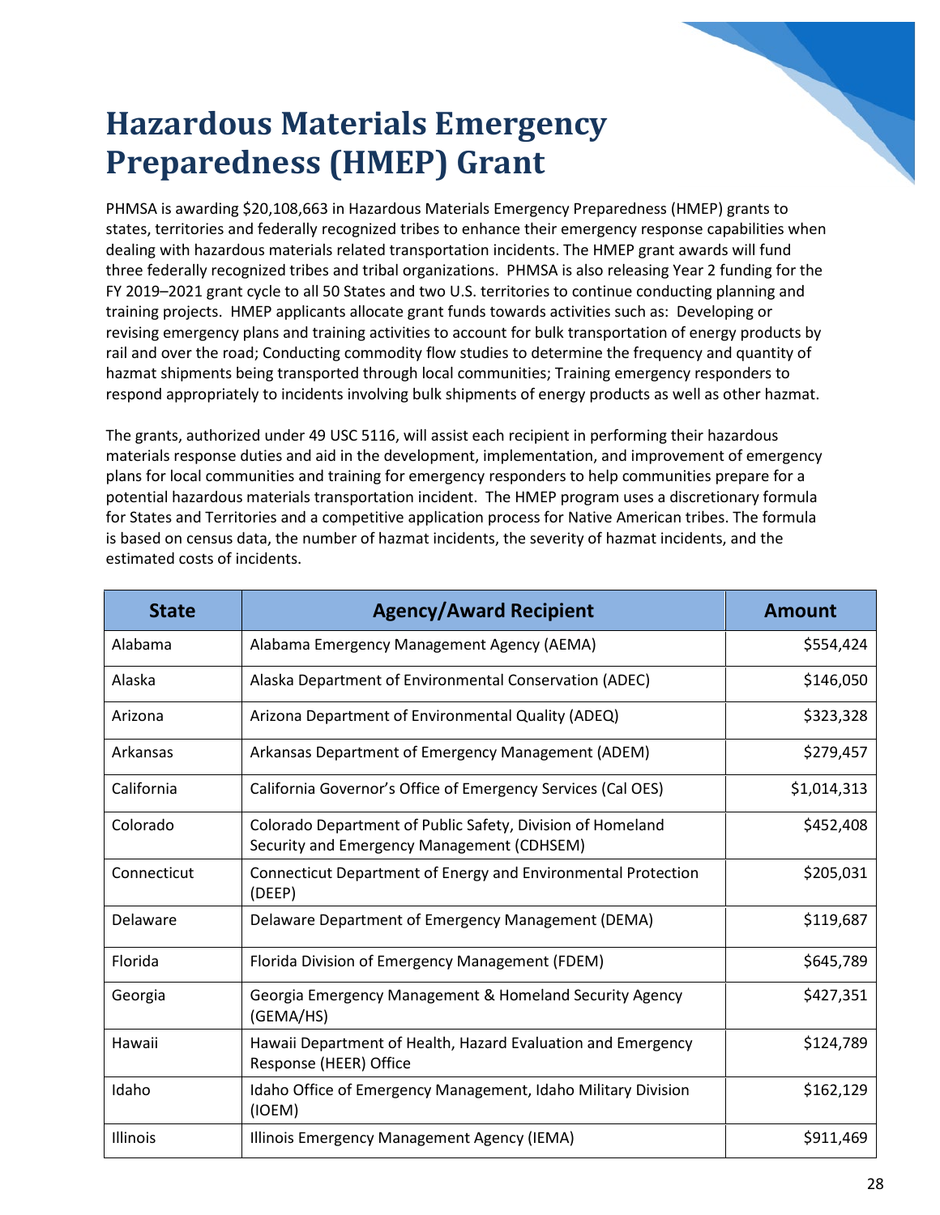# Hazardous Materials Emergency Preparedness (HMEP) Grant

PHMSA is awarding $20,108,663 in Hazardous Materials Emergency Preparedness (HMEP) grants to states, territories and federally recognized tribes to enhance their emergency response capabilities when dealing with hazardous materials related transportation incidents. The HMEP grant awards will fund three federally recognized tribes and tribal organizations. PHMSA is also releasing Year 2 funding for the FY 2019–2021 grant cycle to all 50 States and two U.S. territories to continue conducting planning and training projects. HMEP applicants allocate grant funds towards activities such as: Developing or revising emergency plans and training activities to account for bulk transportation of energy products by rail and over the road; Conducting commodity flow studies to determine the frequency and quantity of hazmat shipments being transported through local communities; Training emergency responders to respond appropriately to incidents involving bulk shipments of energy products as well as other hazmat.

The grants, authorized under 49 USC 5116, will assist each recipient in performing their hazardous materials response duties and aid in the development, implementation, and improvement of emergency plans for local communities and training for emergency responders to help communities prepare for a potential hazardous materials transportation incident. The HMEP program uses a discretionary formula for States and Territories and a competitive application process for Native American tribes. The formula is based on census data, the number of hazmat incidents, the severity of hazmat incidents, and the estimated costs of incidents.

| State | Agency/Award Recipient | Amount |
|---|---|---|
| Alabama | Alabama Emergency Management Agency (AEMA) | $554,424 |
| Alaska | Alaska Department of Environmental Conservation (ADEC) | $146,050 |
| Arizona | Arizona Department of Environmental Quality (ADEQ) | $323,328 |
| Arkansas | Arkansas Department of Emergency Management (ADEM) | $279,457 |
| California | California Governor's Office of Emergency Services (Cal OES) | $1,014,313 |
| Colorado | Colorado Department of Public Safety, Division of Homeland Security and Emergency Management (CDHSEM) | $452,408 |
| Connecticut | Connecticut Department of Energy and Environmental Protection (DEEP) | $205,031 |
| Delaware | Delaware Department of Emergency Management (DEMA) | $119,687 |
| Florida | Florida Division of Emergency Management (FDEM) | $645,789 |
| Georgia | Georgia Emergency Management & Homeland Security Agency (GEMA/HS) | $427,351 |
| Hawaii | Hawaii Department of Health, Hazard Evaluation and Emergency Response (HEER) Office | $124,789 |
| Idaho | Idaho Office of Emergency Management, Idaho Military Division (IOEM) | $162,129 |
| Illinois | Illinois Emergency Management Agency (IEMA) | $911,469 |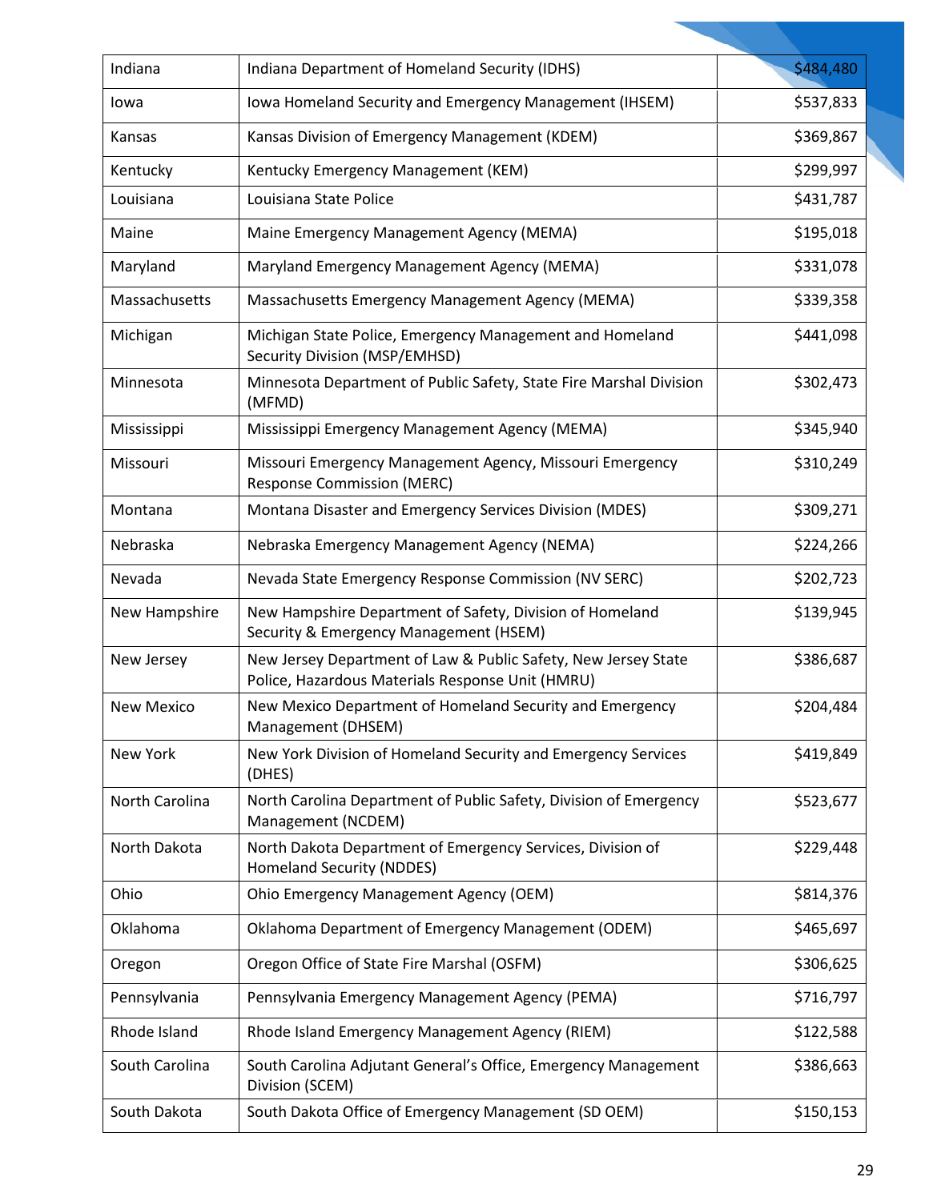| Indiana | Indiana Department of Homeland Security (IDHS) | $484,480 |
|---|---|---|
| Iowa | Iowa Homeland Security and Emergency Management (IHSEM) | $537,833 |
| Kansas | Kansas Division of Emergency Management (KDEM) | $369,867 |
| Kentucky | Kentucky Emergency Management (KEM) | $299,997 |
| Louisiana | Louisiana State Police | $431,787 |
| Maine | Maine Emergency Management Agency (MEMA) | $195,018 |
| Maryland | Maryland Emergency Management Agency (MEMA) | $331,078 |
| Massachusetts | Massachusetts Emergency Management Agency (MEMA) | $339,358 |
| Michigan | Michigan State Police, Emergency Management and Homeland Security Division (MSP/EMHSD) | $441,098 |
| Minnesota | Minnesota Department of Public Safety, State Fire Marshal Division (MFMD) | $302,473 |
| Mississippi | Mississippi Emergency Management Agency (MEMA) | $345,940 |
| Missouri | Missouri Emergency Management Agency, Missouri Emergency Response Commission (MERC) | $310,249 |
| Montana | Montana Disaster and Emergency Services Division (MDES) | $309,271 |
| Nebraska | Nebraska Emergency Management Agency (NEMA) | $224,266 |
| Nevada | Nevada State Emergency Response Commission (NV SERC) | $202,723 |
| New Hampshire | New Hampshire Department of Safety, Division of Homeland Security & Emergency Management (HSEM) | $139,945 |
| New Jersey | New Jersey Department of Law & Public Safety, New Jersey State Police, Hazardous Materials Response Unit (HMRU) | $386,687 |
| New Mexico | New Mexico Department of Homeland Security and Emergency Management (DHSEM) | $204,484 |
| New York | New York Division of Homeland Security and Emergency Services (DHES) | $419,849 |
| North Carolina | North Carolina Department of Public Safety, Division of Emergency Management (NCDEM) | $523,677 |
| North Dakota | North Dakota Department of Emergency Services, Division of Homeland Security (NDDES) | $229,448 |
| Ohio | Ohio Emergency Management Agency (OEM) | $814,376 |
| Oklahoma | Oklahoma Department of Emergency Management (ODEM) | $465,697 |
| Oregon | Oregon Office of State Fire Marshal (OSFM) | $306,625 |
| Pennsylvania | Pennsylvania Emergency Management Agency (PEMA) | $716,797 |
| Rhode Island | Rhode Island Emergency Management Agency (RIEM) | $122,588 |
| South Carolina | South Carolina Adjutant General's Office, Emergency Management Division (SCEM) | $386,663 |
| South Dakota | South Dakota Office of Emergency Management (SD OEM) | $150,153 |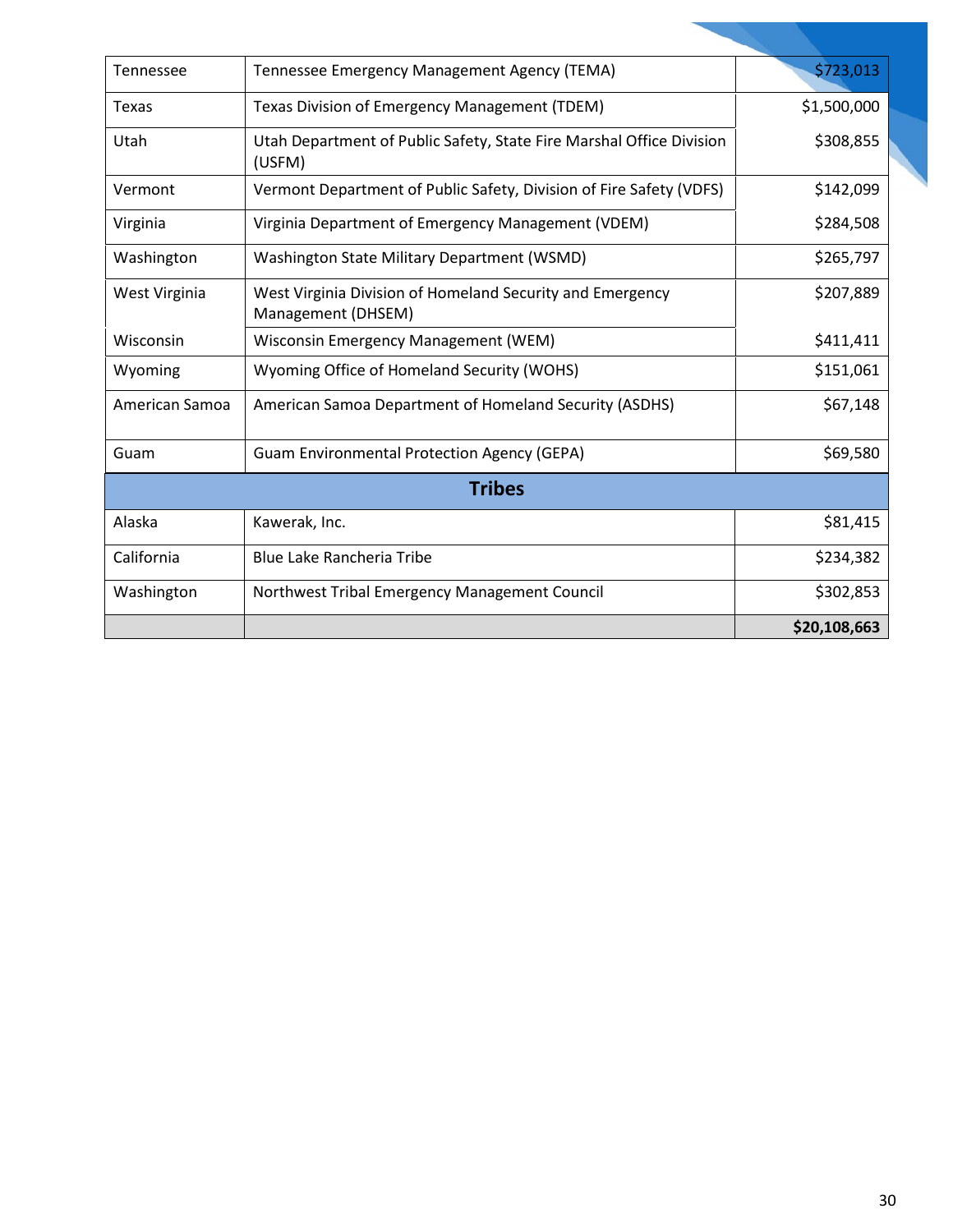| | | |
|---|---|---|
| Tennessee | Tennessee Emergency Management Agency (TEMA) | $723,013 |
| Texas | Texas Division of Emergency Management (TDEM) | $1,500,000 |
| Utah | Utah Department of Public Safety, State Fire Marshal Office Division (USFM) | $308,855 |
| Vermont | Vermont Department of Public Safety, Division of Fire Safety (VDFS) | $142,099 |
| Virginia | Virginia Department of Emergency Management (VDEM) | $284,508 |
| Washington | Washington State Military Department (WSMD) | $265,797 |
| West Virginia | West Virginia Division of Homeland Security and Emergency Management (DHSEM) | $207,889 |
| Wisconsin | Wisconsin Emergency Management (WEM) | $411,411 |
| Wyoming | Wyoming Office of Homeland Security (WOHS) | $151,061 |
| American Samoa | American Samoa Department of Homeland Security (ASDHS) | $67,148 |
| Guam | Guam Environmental Protection Agency (GEPA) | $69,580 |
| **Tribes** | | |
| Alaska | Kawerak, Inc. | $81,415 |
| California | Blue Lake Rancheria Tribe | $234,382 |
| Washington | Northwest Tribal Emergency Management Council | $302,853 |
| | | **$20,108,663** |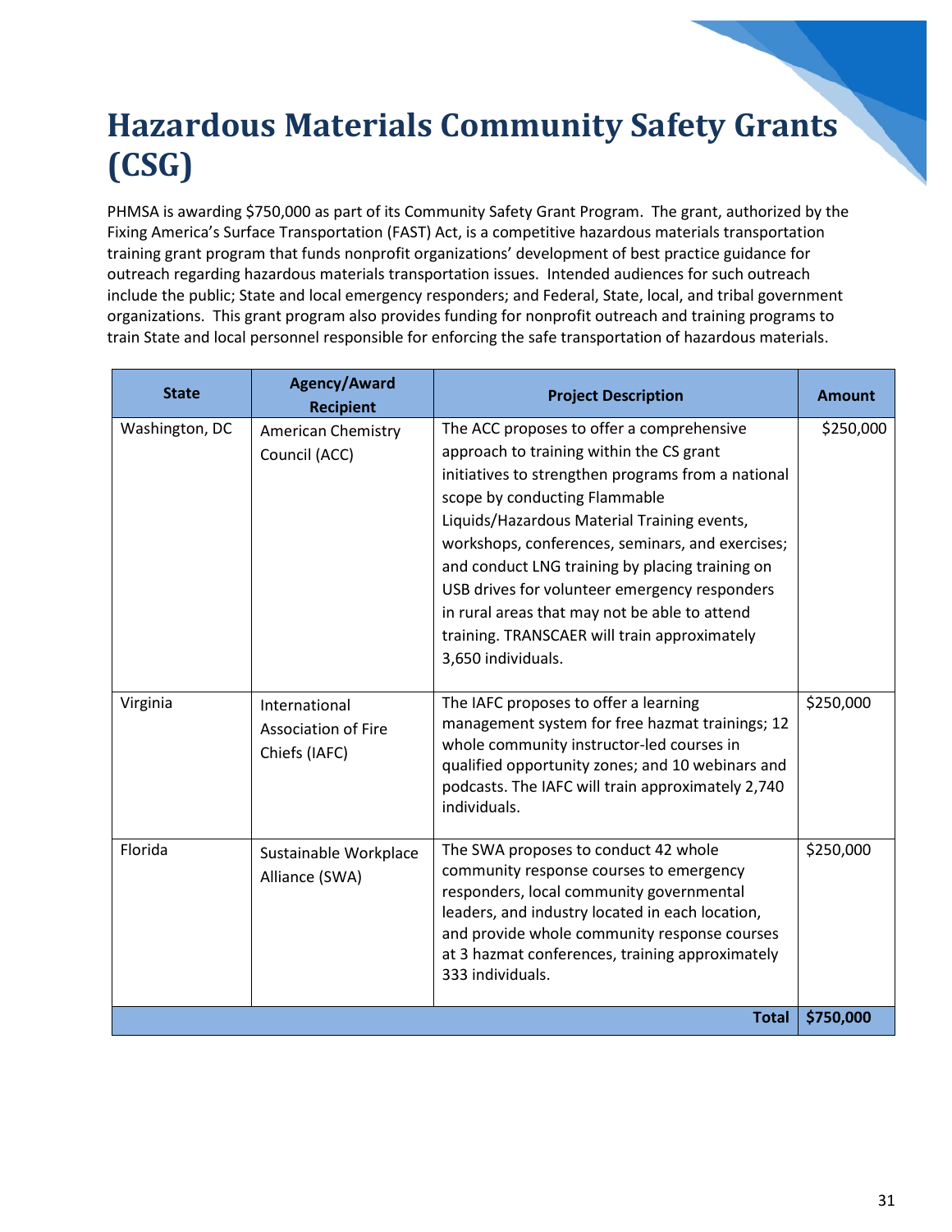# Hazardous Materials Community Safety Grants (CSG)

PHMSA is awarding $750,000 as part of its Community Safety Grant Program. The grant, authorized by the Fixing America's Surface Transportation (FAST) Act, is a competitive hazardous materials transportation training grant program that funds nonprofit organizations' development of best practice guidance for outreach regarding hazardous materials transportation issues. Intended audiences for such outreach include the public; State and local emergency responders; and Federal, State, local, and tribal government organizations. This grant program also provides funding for nonprofit outreach and training programs to train State and local personnel responsible for enforcing the safe transportation of hazardous materials.

| State | Agency/Award Recipient | Project Description | Amount |
|---|---|---|---|
| Washington, DC | American Chemistry Council (ACC) | The ACC proposes to offer a comprehensive approach to training within the CS grant initiatives to strengthen programs from a national scope by conducting Flammable Liquids/Hazardous Material Training events, workshops, conferences, seminars, and exercises; and conduct LNG training by placing training on USB drives for volunteer emergency responders in rural areas that may not be able to attend training. TRANSCAER will train approximately 3,650 individuals. | $250,000 |
| Virginia | International Association of Fire Chiefs (IAFC) | The IAFC proposes to offer a learning management system for free hazmat trainings; 12 whole community instructor-led courses in qualified opportunity zones; and 10 webinars and podcasts. The IAFC will train approximately 2,740 individuals. | $250,000 |
| Florida | Sustainable Workplace Alliance (SWA) | The SWA proposes to conduct 42 whole community response courses to emergency responders, local community governmental leaders, and industry located in each location, and provide whole community response courses at 3 hazmat conferences, training approximately 333 individuals. | $250,000 |
| | | **Total** | **$750,000** |